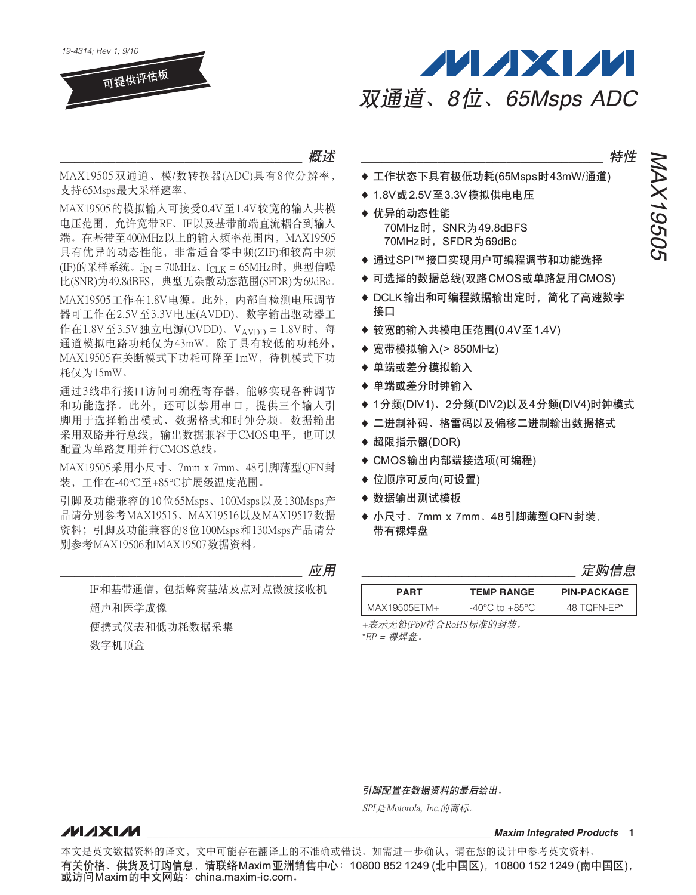19-4314; Rev 1; 9/10

可提供评估板

# 双通道、8位、65Msps ADC

MAX19505

## 概述

MAX19505双通道、模/数转换器(ADC)具有8位分辨率，支持65Msps最大采样速率。

MAX19505的模拟输入可接受0.4V至1.4V较宽的输入共模电压范围，允许宽带RF、IF以及基带前端直流耦合到输入端。在基带至400MHz以上的输入频率范围内，MAX19505具有优异的动态性能，非常适合零中频(ZIF)和较高中频(IF)的采样系统。$f_{IN}$ = 70MHz、$f_{CLK}$ = 65MHz时，典型信噪比(SNR)为49.8dBFS，典型无杂散动态范围(SFDR)为69dBc。

MAX19505工作在1.8V电源。此外，内部自检测电压调节器可工作在2.5V至3.3V电压(AVDD)。数字输出驱动器工作在1.8V至3.5V独立电源(OVDD)。$V_{AVDD}$ = 1.8V时，每通道模拟电路功耗仅为43mW。除了具有较低的功耗外，MAX19505在关断模式下功耗可降至1mW，待机模式下功耗仅为15mW。

通过3线串行接口访问可编程寄存器，能够实现各种调节和功能选择。此外，还可以禁用串口，提供三个输入引脚用于选择输出模式、数据格式和时钟分频。数据输出采用双路并行总线，输出数据兼容于CMOS电平，也可以配置为单路复用并行CMOS总线。

MAX19505采用小尺寸、7mm x 7mm、48引脚薄型QFN封装，工作在-40°C至+85°C扩展级温度范围。

引脚及功能兼容的10位65Msps、100Msps以及130Msps产品请分别参考MAX19515、MAX19516以及MAX19517数据资料；引脚及功能兼容的8位100Msps和130Msps产品请分别参考MAX19506和MAX19507数据资料。

## 应用

IF和基带通信，包括蜂窝基站及点对点微波接收机

超声和医学成像

便携式仪表和低功耗数据采集

数字机顶盒

## 特性

- 工作状态下具有极低功耗(65Msps时43mW/通道)
- 1.8V或2.5V至3.3V模拟供电电压
- 优异的动态性能
  - 70MHz时，SNR为49.8dBFS
  - 70MHz时，SFDR为69dBc
- 通过SPI™接口实现用户可编程调节和功能选择
- 可选择的数据总线(双路CMOS或单路复用CMOS)
- DCLK输出和可编程数据输出定时，简化了高速数字接口
- 较宽的输入共模电压范围(0.4V至1.4V)
- 宽带模拟输入(> 850MHz)
- 单端或差分模拟输入
- 单端或差分时钟输入
- 1分频(DIV1)、2分频(DIV2)以及4分频(DIV4)时钟模式
- 二进制补码、格雷码以及偏移二进制输出数据格式
- 超限指示器(DOR)
- CMOS输出内部端接选项(可编程)
- 位顺序可反向(可设置)
- 数据输出测试模板
- 小尺寸、7mm x 7mm、48引脚薄型QFN封装，带有裸焊盘

## 定购信息

| PART | TEMP RANGE | PIN-PACKAGE |
|---|---|---|
| MAX19505ETM+ | -40°C to +85°C | 48 TQFN-EP* |

*+表示无铅(Pb)/符合RoHS标准的封装。*
*\*EP = 裸焊盘。*

***引脚配置在数据资料的最后给出。***

*SPI是Motorola, Inc.的商标。*

本文是英文数据资料的译文，文中可能存在翻译上的不准确或错误。如需进一步确认，请在您的设计中参考英文资料。

**有关价格、供货及订购信息，请联络Maxim亚洲销售中心：10800 852 1249 (北中国区)，10800 152 1249 (南中国区)，或访问Maxim的中文网站：china.maxim-ic.com。**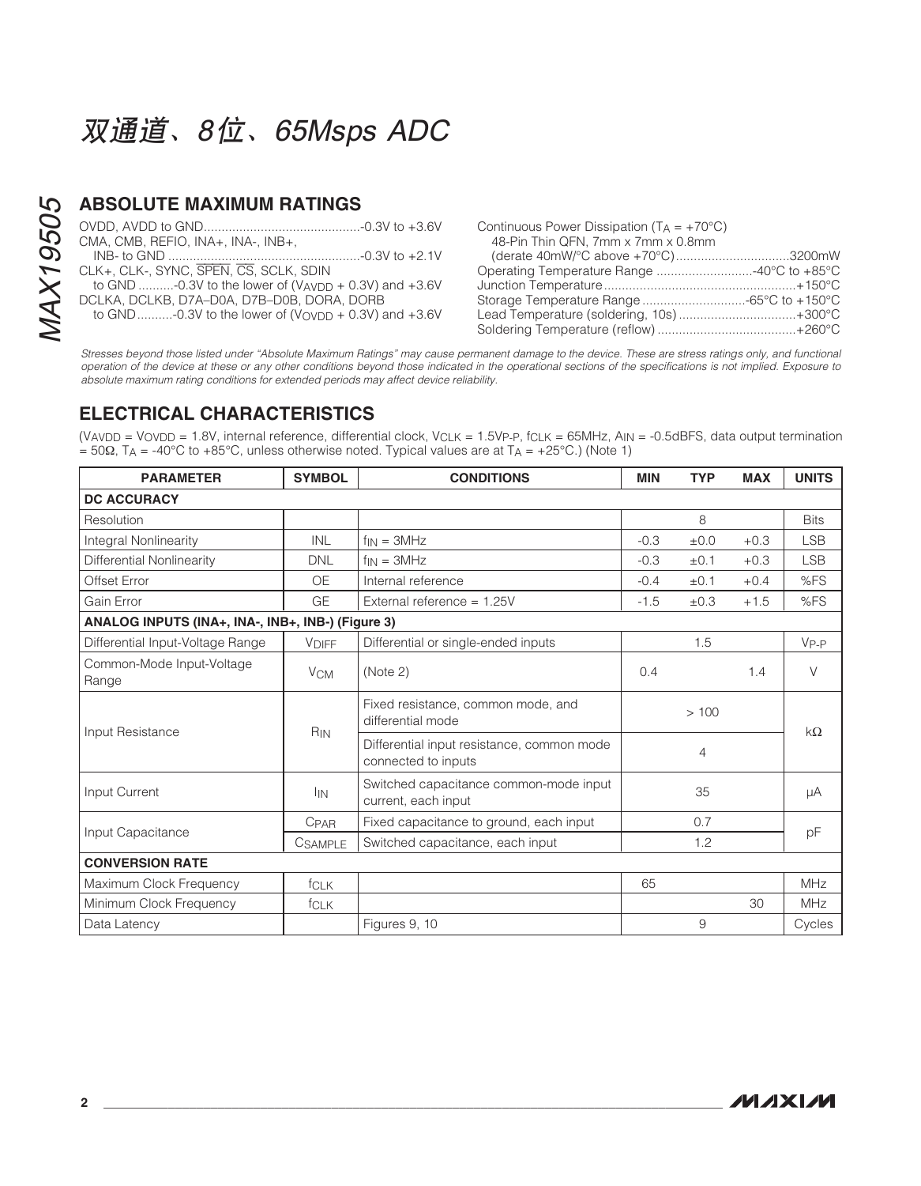## ABSOLUTE MAXIMUM RATINGS

OVDD, AVDD to GND...........................................-0.3V to +3.6V
CMA, CMB, REFIO, INA+, INA-, INB+,
INB- to GND ......................................................-0.3V to +2.1V
CLK+, CLK-, SYNC, $\overline{SPEN}$, $\overline{CS}$, SCLK, SDIN
to GND ..........-0.3V to the lower of ($V_{AVDD}$ + 0.3V) and +3.6V
DCLKA, DCLKB, D7A–D0A, D7B–D0B, DORA, DORB
to GND..........-0.3V to the lower of ($V_{OVDD}$ + 0.3V) and +3.6V

Continuous Power Dissipation ($T_A$ = +70°C)
48-Pin Thin QFN, 7mm x 7mm x 0.8mm
(derate 40mW/°C above +70°C)...............................3200mW
Operating Temperature Range ...........................-40°C to +85°C
Junction Temperature.....................................................+150°C
Storage Temperature Range ............................-65°C to +150°C
Lead Temperature (soldering, 10s) ................................+300°C
Soldering Temperature (reflow) .......................................+260°C

*Stresses beyond those listed under "Absolute Maximum Ratings" may cause permanent damage to the device. These are stress ratings only, and functional operation of the device at these or any other conditions beyond those indicated in the operational sections of the specifications is not implied. Exposure to absolute maximum rating conditions for extended periods may affect device reliability.*

## ELECTRICAL CHARACTERISTICS

($V_{AVDD}$ = $V_{OVDD}$ = 1.8V, internal reference, differential clock, $V_{CLK}$ = 1.5$V_{P-P}$, $f_{CLK}$ = 65MHz, $A_{IN}$ = -0.5dBFS, data output termination = 50Ω, $T_A$ = -40°C to +85°C, unless otherwise noted. Typical values are at $T_A$ = +25°C.) (Note 1)

| PARAMETER | SYMBOL | CONDITIONS | MIN | TYP | MAX | UNITS |
|---|---|---|---|---|---|---|
| **DC ACCURACY** | | | | | | |
| Resolution | | | | 8 | | Bits |
| Integral Nonlinearity | INL | $f_{IN}$ = 3MHz | -0.3 | ±0.0 | +0.3 | LSB |
| Differential Nonlinearity | DNL | $f_{IN}$ = 3MHz | -0.3 | ±0.1 | +0.3 | LSB |
| Offset Error | OE | Internal reference | -0.4 | ±0.1 | +0.4 | %FS |
| Gain Error | GE | External reference = 1.25V | -1.5 | ±0.3 | +1.5 | %FS |
| **ANALOG INPUTS (INA+, INA-, INB+, INB-) (Figure 3)** | | | | | | |
| Differential Input-Voltage Range | $V_{DIFF}$ | Differential or single-ended inputs | | 1.5 | | $V_{P-P}$ |
| Common-Mode Input-Voltage Range | $V_{CM}$ | (Note 2) | 0.4 | | 1.4 | V |
| Input Resistance | $R_{IN}$ | Fixed resistance, common mode, and differential mode | | > 100 | | kΩ |
| | | Differential input resistance, common mode connected to inputs | | 4 | | |
| Input Current | $I_{IN}$ | Switched capacitance common-mode input current, each input | | 35 | | µA |
| Input Capacitance | $C_{PAR}$ | Fixed capacitance to ground, each input | | 0.7 | | pF |
| | $C_{SAMPLE}$ | Switched capacitance, each input | | 1.2 | | |
| **CONVERSION RATE** | | | | | | |
| Maximum Clock Frequency | $f_{CLK}$ | | 65 | | | MHz |
| Minimum Clock Frequency | $f_{CLK}$ | | | | 30 | MHz |
| Data Latency | | Figures 9, 10 | | 9 | | Cycles |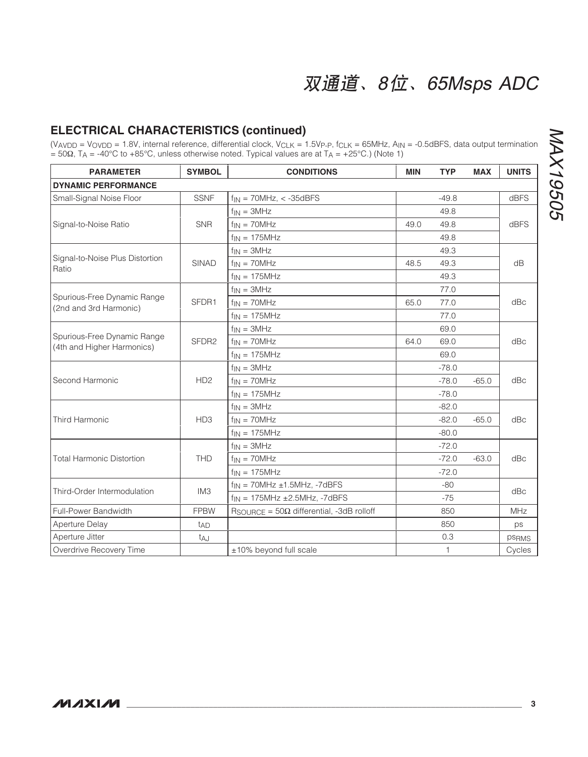## ELECTRICAL CHARACTERISTICS (continued)

($V_{AVDD}$ = $V_{OVDD}$ = 1.8V, internal reference, differential clock, $V_{CLK}$ = 1.5$V_{P-P}$, $f_{CLK}$ = 65MHz, $A_{IN}$ = -0.5dBFS, data output termination = 50Ω, $T_A$ = -40°C to +85°C, unless otherwise noted. Typical values are at $T_A$ = +25°C.) (Note 1)

| PARAMETER | SYMBOL | CONDITIONS | MIN | TYP | MAX | UNITS |
|---|---|---|---|---|---|---|
| **DYNAMIC PERFORMANCE** | | | | | | |
| Small-Signal Noise Floor | SSNF | $f_{IN}$ = 70MHz, < -35dBFS | | -49.8 | | dBFS |
| Signal-to-Noise Ratio | SNR | $f_{IN}$ = 3MHz | | 49.8 | | dBFS |
| | | $f_{IN}$ = 70MHz | 49.0 | 49.8 | | |
| | | $f_{IN}$ = 175MHz | | 49.8 | | |
| Signal-to-Noise Plus Distortion Ratio | SINAD | $f_{IN}$ = 3MHz | | 49.3 | | dB |
| | | $f_{IN}$ = 70MHz | 48.5 | 49.3 | | |
| | | $f_{IN}$ = 175MHz | | 49.3 | | |
| Spurious-Free Dynamic Range (2nd and 3rd Harmonic) | SFDR1 | $f_{IN}$ = 3MHz | | 77.0 | | dBc |
| | | $f_{IN}$ = 70MHz | 65.0 | 77.0 | | |
| | | $f_{IN}$ = 175MHz | | 77.0 | | |
| Spurious-Free Dynamic Range (4th and Higher Harmonics) | SFDR2 | $f_{IN}$ = 3MHz | | 69.0 | | dBc |
| | | $f_{IN}$ = 70MHz | 64.0 | 69.0 | | |
| | | $f_{IN}$ = 175MHz | | 69.0 | | |
| Second Harmonic | HD2 | $f_{IN}$ = 3MHz | | -78.0 | | dBc |
| | | $f_{IN}$ = 70MHz | | -78.0 | -65.0 | |
| | | $f_{IN}$ = 175MHz | | -78.0 | | |
| Third Harmonic | HD3 | $f_{IN}$ = 3MHz | | -82.0 | | dBc |
| | | $f_{IN}$ = 70MHz | | -82.0 | -65.0 | |
| | | $f_{IN}$ = 175MHz | | -80.0 | | |
| Total Harmonic Distortion | THD | $f_{IN}$ = 3MHz | | -72.0 | | dBc |
| | | $f_{IN}$ = 70MHz | | -72.0 | -63.0 | |
| | | $f_{IN}$ = 175MHz | | -72.0 | | |
| Third-Order Intermodulation | IM3 | $f_{IN}$ = 70MHz ±1.5MHz, -7dBFS | | -80 | | dBc |
| | | $f_{IN}$ = 175MHz ±2.5MHz, -7dBFS | | -75 | | |
| Full-Power Bandwidth | FPBW | $R_{SOURCE}$ = 50Ω differential, -3dB rolloff | | 850 | | MHz |
| Aperture Delay | $t_{AD}$ | | | 850 | | ps |
| Aperture Jitter | $t_{AJ}$ | | | 0.3 | | $ps_{RMS}$ |
| Overdrive Recovery Time | | ±10% beyond full scale | | 1 | | Cycles |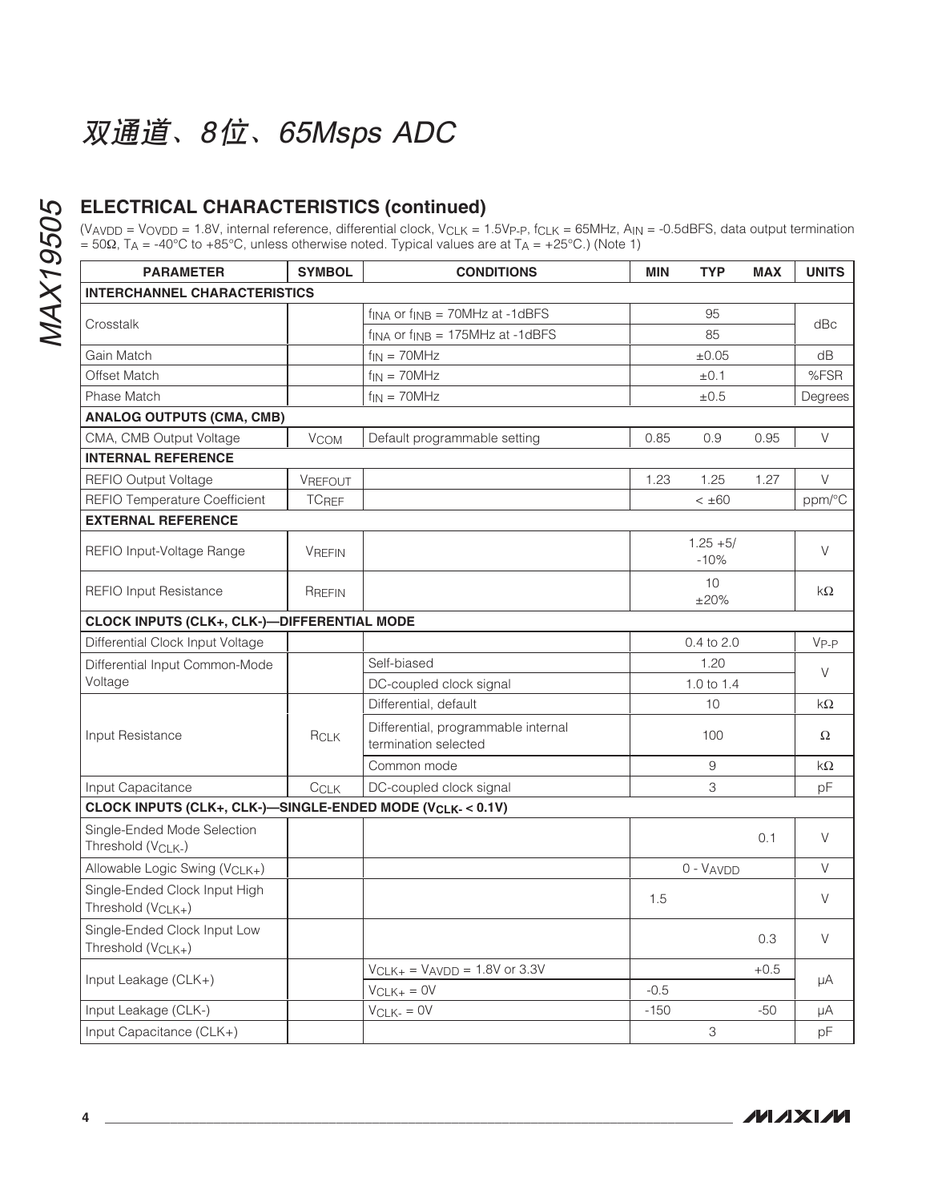## ELECTRICAL CHARACTERISTICS (continued)

($V_{AVDD}$ = $V_{OVDD}$ = 1.8V, internal reference, differential clock, $V_{CLK}$ = 1.5$V_{P-P}$, $f_{CLK}$ = 65MHz, $A_{IN}$ = -0.5dBFS, data output termination = 50Ω, $T_A$ = -40°C to +85°C, unless otherwise noted. Typical values are at $T_A$ = +25°C.) (Note 1)

| PARAMETER | SYMBOL | CONDITIONS | MIN | TYP | MAX | UNITS |
|---|---|---|---|---|---|---|
| **INTERCHANNEL CHARACTERISTICS** | | | | | | |
| Crosstalk | | $f_{INA}$ or $f_{INB}$ = 70MHz at -1dBFS | | 95 | | dBc |
| | | $f_{INA}$ or $f_{INB}$ = 175MHz at -1dBFS | | 85 | | |
| Gain Match | | $f_{IN}$ = 70MHz | | ±0.05 | | dB |
| Offset Match | | $f_{IN}$ = 70MHz | | ±0.1 | | %FSR |
| Phase Match | | $f_{IN}$ = 70MHz | | ±0.5 | | Degrees |
| **ANALOG OUTPUTS (CMA, CMB)** | | | | | | |
| CMA, CMB Output Voltage | $V_{COM}$ | Default programmable setting | 0.85 | 0.9 | 0.95 | V |
| **INTERNAL REFERENCE** | | | | | | |
| REFIO Output Voltage | $V_{REFOUT}$ | | 1.23 | 1.25 | 1.27 | V |
| REFIO Temperature Coefficient | $TC_{REF}$ | | | < ±60 | | ppm/°C |
| **EXTERNAL REFERENCE** | | | | | | |
| REFIO Input-Voltage Range | $V_{REFIN}$ | | | 1.25 +5/ -10% | | V |
| REFIO Input Resistance | $R_{REFIN}$ | | | 10 ±20% | | kΩ |
| **CLOCK INPUTS (CLK+, CLK-)—DIFFERENTIAL MODE** | | | | | | |
| Differential Clock Input Voltage | | | | 0.4 to 2.0 | | $V_{P-P}$ |
| Differential Input Common-Mode Voltage | | Self-biased | | 1.20 | | V |
| | | DC-coupled clock signal | | 1.0 to 1.4 | | |
| Input Resistance | $R_{CLK}$ | Differential, default | | 10 | | kΩ |
| | | Differential, programmable internal termination selected | | 100 | | Ω |
| | | Common mode | | 9 | | kΩ |
| Input Capacitance | $C_{CLK}$ | DC-coupled clock signal | | 3 | | pF |
| **CLOCK INPUTS (CLK+, CLK-)—SINGLE-ENDED MODE ($V_{CLK-}$ < 0.1V)** | | | | | | |
| Single-Ended Mode Selection Threshold ($V_{CLK-}$) | | | | | 0.1 | V |
| Allowable Logic Swing ($V_{CLK+}$) | | | | 0 - $V_{AVDD}$ | | V |
| Single-Ended Clock Input High Threshold ($V_{CLK+}$) | | | 1.5 | | | V |
| Single-Ended Clock Input Low Threshold ($V_{CLK+}$) | | | | | 0.3 | V |
| Input Leakage (CLK+) | | $V_{CLK+}$ = $V_{AVDD}$ = 1.8V or 3.3V | | | +0.5 | µA |
| | | $V_{CLK+}$ = 0V | -0.5 | | | |
| Input Leakage (CLK-) | | $V_{CLK-}$ = 0V | -150 | | -50 | µA |
| Input Capacitance (CLK+) | | | | 3 | | pF |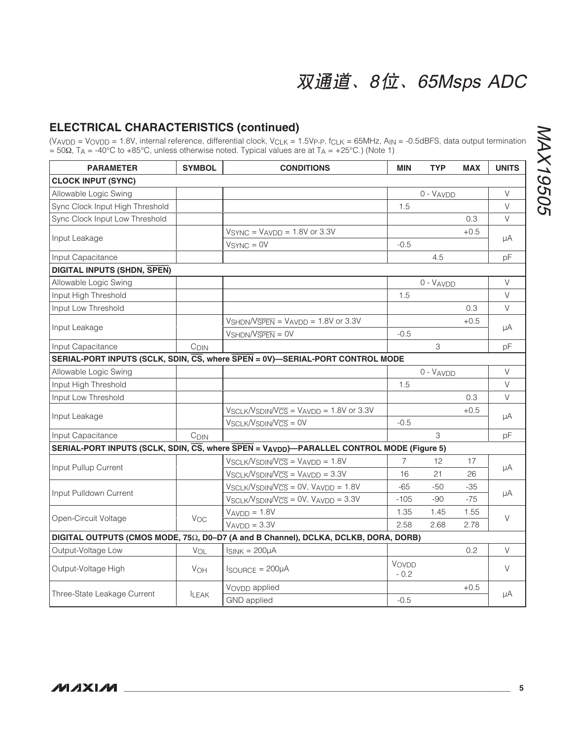## ELECTRICAL CHARACTERISTICS (continued)

($V_{AVDD}$ = $V_{OVDD}$ = 1.8V, internal reference, differential clock, $V_{CLK}$ = 1.5$V_{P-P}$, $f_{CLK}$ = 65MHz, $A_{IN}$ = -0.5dBFS, data output termination = 50Ω, $T_A$ = -40°C to +85°C, unless otherwise noted. Typical values are at $T_A$ = +25°C.) (Note 1)

| PARAMETER | SYMBOL | CONDITIONS | MIN | TYP | MAX | UNITS |
|---|---|---|---|---|---|---|
| **CLOCK INPUT (SYNC)** | | | | | | |
| Allowable Logic Swing | | | | 0 - $V_{AVDD}$ | | V |
| Sync Clock Input High Threshold | | | 1.5 | | | V |
| Sync Clock Input Low Threshold | | | | | 0.3 | V |
| Input Leakage | | $V_{SYNC}$ = $V_{AVDD}$ = 1.8V or 3.3V | | | +0.5 | µA |
| | | $V_{SYNC}$ = 0V | -0.5 | | | |
| Input Capacitance | | | | 4.5 | | pF |
| **DIGITAL INPUTS (SHDN, $\overline{SPEN}$)** | | | | | | |
| Allowable Logic Swing | | | | 0 - $V_{AVDD}$ | | V |
| Input High Threshold | | | 1.5 | | | V |
| Input Low Threshold | | | | | 0.3 | V |
| Input Leakage | | $V_{SHDN}/V_{\overline{SPEN}}$ = $V_{AVDD}$ = 1.8V or 3.3V | | | +0.5 | µA |
| | | $V_{SHDN}/V_{\overline{SPEN}}$ = 0V | -0.5 | | | |
| Input Capacitance | $C_{DIN}$ | | | 3 | | pF |
| **SERIAL-PORT INPUTS (SCLK, SDIN, $\overline{CS}$, where $\overline{SPEN}$ = 0V)—SERIAL-PORT CONTROL MODE** | | | | | | |
| Allowable Logic Swing | | | | 0 - $V_{AVDD}$ | | V |
| Input High Threshold | | | 1.5 | | | V |
| Input Low Threshold | | | | | 0.3 | V |
| Input Leakage | | $V_{SCLK}/V_{SDIN}/V_{\overline{CS}}$ = $V_{AVDD}$ = 1.8V or 3.3V | | | +0.5 | µA |
| | | $V_{SCLK}/V_{SDIN}/V_{\overline{CS}}$ = 0V | -0.5 | | | |
| Input Capacitance | $C_{DIN}$ | | | 3 | | pF |
| **SERIAL-PORT INPUTS (SCLK, SDIN, $\overline{CS}$, where $\overline{SPEN}$ = $V_{AVDD}$)—PARALLEL CONTROL MODE (Figure 5)** | | | | | | |
| Input Pullup Current | | $V_{SCLK}/V_{SDIN}/V_{\overline{CS}}$ = $V_{AVDD}$ = 1.8V | 7 | 12 | 17 | µA |
| | | $V_{SCLK}/V_{SDIN}/V_{\overline{CS}}$ = $V_{AVDD}$ = 3.3V | 16 | 21 | 26 | |
| Input Pulldown Current | | $V_{SCLK}/V_{SDIN}/V_{\overline{CS}}$ = 0V, $V_{AVDD}$ = 1.8V | -65 | -50 | -35 | µA |
| | | $V_{SCLK}/V_{SDIN}/V_{\overline{CS}}$ = 0V, $V_{AVDD}$ = 3.3V | -105 | -90 | -75 | |
| Open-Circuit Voltage | $V_{OC}$ | $V_{AVDD}$ = 1.8V | 1.35 | 1.45 | 1.55 | V |
| | | $V_{AVDD}$ = 3.3V | 2.58 | 2.68 | 2.78 | |
| **DIGITAL OUTPUTS (CMOS MODE, 75Ω, D0–D7 (A and B Channel), DCLKA, DCLKB, DORA, DORB)** | | | | | | |
| Output-Voltage Low | $V_{OL}$ | $I_{SINK}$ = 200µA | | | 0.2 | V |
| Output-Voltage High | $V_{OH}$ | $I_{SOURCE}$ = 200µA | $V_{OVDD}$ - 0.2 | | | V |
| Three-State Leakage Current | $I_{LEAK}$ | $V_{OVDD}$ applied | | | +0.5 | µA |
| | | GND applied | -0.5 | | | |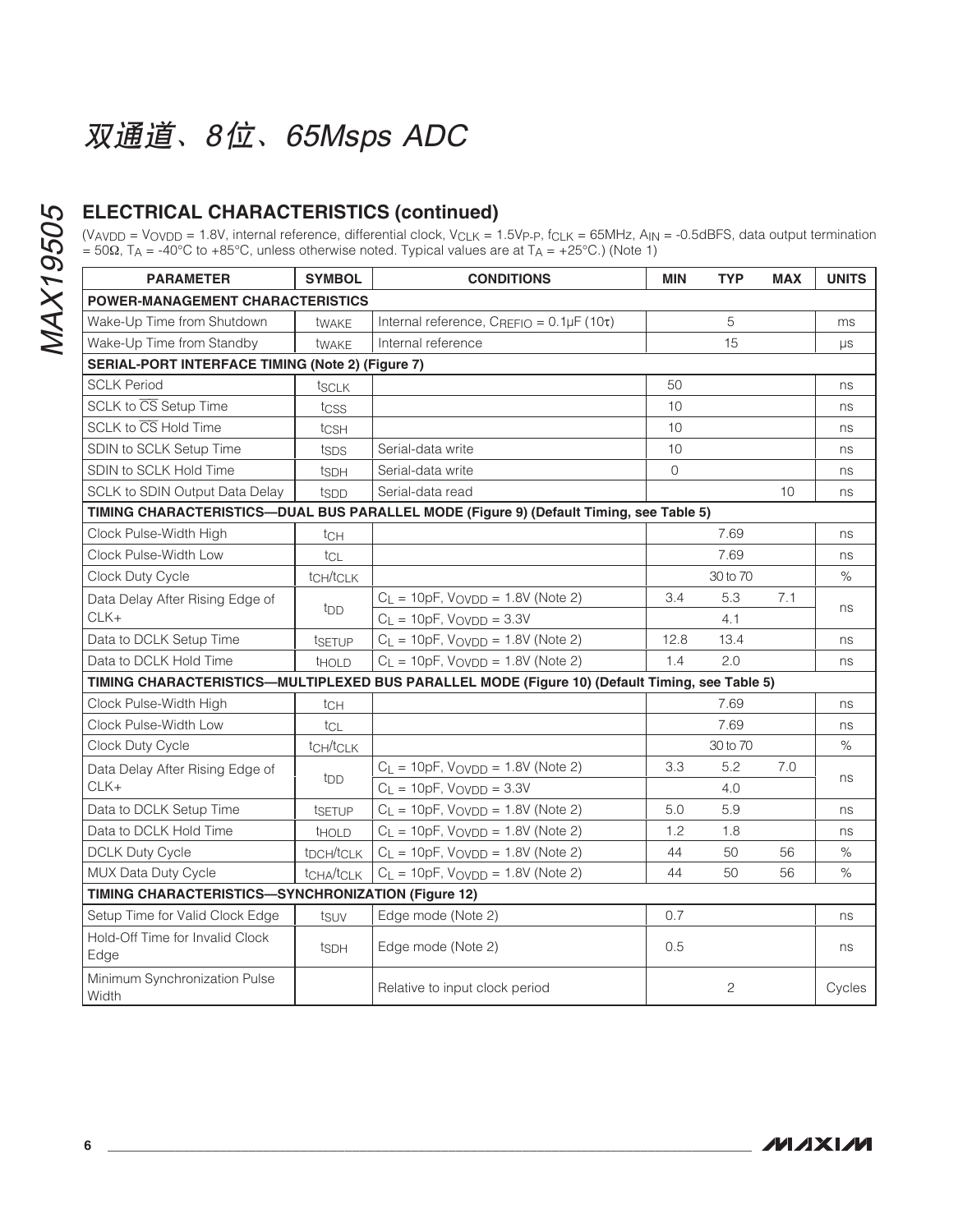## ELECTRICAL CHARACTERISTICS (continued)

($V_{AVDD}$ = $V_{OVDD}$ = 1.8V, internal reference, differential clock, $V_{CLK}$ = 1.5$V_{P-P}$, $f_{CLK}$ = 65MHz, $A_{IN}$ = -0.5dBFS, data output termination = 50Ω, $T_A$ = -40°C to +85°C, unless otherwise noted. Typical values are at $T_A$ = +25°C.) (Note 1)

| PARAMETER | SYMBOL | CONDITIONS | MIN | TYP | MAX | UNITS |
|---|---|---|---|---|---|---|
| **POWER-MANAGEMENT CHARACTERISTICS** | | | | | | |
| Wake-Up Time from Shutdown | $t_{WAKE}$ | Internal reference, $C_{REFIO}$ = 0.1µF (10τ) | | 5 | | ms |
| Wake-Up Time from Standby | $t_{WAKE}$ | Internal reference | | 15 | | µs |
| **SERIAL-PORT INTERFACE TIMING (Note 2) (Figure 7)** | | | | | | |
| SCLK Period | $t_{SCLK}$ | | 50 | | | ns |
| SCLK to $\overline{CS}$ Setup Time | $t_{CSS}$ | | 10 | | | ns |
| SCLK to $\overline{CS}$ Hold Time | $t_{CSH}$ | | 10 | | | ns |
| SDIN to SCLK Setup Time | $t_{SDS}$ | Serial-data write | 10 | | | ns |
| SDIN to SCLK Hold Time | $t_{SDH}$ | Serial-data write | 0 | | | ns |
| SCLK to SDIN Output Data Delay | $t_{SDD}$ | Serial-data read | | | 10 | ns |
| **TIMING CHARACTERISTICS—DUAL BUS PARALLEL MODE (Figure 9) (Default Timing, see Table 5)** | | | | | | |
| Clock Pulse-Width High | $t_{CH}$ | | | 7.69 | | ns |
| Clock Pulse-Width Low | $t_{CL}$ | | | 7.69 | | ns |
| Clock Duty Cycle | $t_{CH}/t_{CLK}$ | | | 30 to 70 | | % |
| Data Delay After Rising Edge of CLK+ | $t_{DD}$ | $C_L$ = 10pF, $V_{OVDD}$ = 1.8V (Note 2) | 3.4 | 5.3 | 7.1 | ns |
| | | $C_L$ = 10pF, $V_{OVDD}$ = 3.3V | | 4.1 | | |
| Data to DCLK Setup Time | $t_{SETUP}$ | $C_L$ = 10pF, $V_{OVDD}$ = 1.8V (Note 2) | 12.8 | 13.4 | | ns |
| Data to DCLK Hold Time | $t_{HOLD}$ | $C_L$ = 10pF, $V_{OVDD}$ = 1.8V (Note 2) | 1.4 | 2.0 | | ns |
| **TIMING CHARACTERISTICS—MULTIPLEXED BUS PARALLEL MODE (Figure 10) (Default Timing, see Table 5)** | | | | | | |
| Clock Pulse-Width High | $t_{CH}$ | | | 7.69 | | ns |
| Clock Pulse-Width Low | $t_{CL}$ | | | 7.69 | | ns |
| Clock Duty Cycle | $t_{CH}/t_{CLK}$ | | | 30 to 70 | | % |
| Data Delay After Rising Edge of CLK+ | $t_{DD}$ | $C_L$ = 10pF, $V_{OVDD}$ = 1.8V (Note 2) | 3.3 | 5.2 | 7.0 | ns |
| | | $C_L$ = 10pF, $V_{OVDD}$ = 3.3V | | 4.0 | | |
| Data to DCLK Setup Time | $t_{SETUP}$ | $C_L$ = 10pF, $V_{OVDD}$ = 1.8V (Note 2) | 5.0 | 5.9 | | ns |
| Data to DCLK Hold Time | $t_{HOLD}$ | $C_L$ = 10pF, $V_{OVDD}$ = 1.8V (Note 2) | 1.2 | 1.8 | | ns |
| DCLK Duty Cycle | $t_{DCH}/t_{CLK}$ | $C_L$ = 10pF, $V_{OVDD}$ = 1.8V (Note 2) | 44 | 50 | 56 | % |
| MUX Data Duty Cycle | $t_{CHA}/t_{CLK}$ | $C_L$ = 10pF, $V_{OVDD}$ = 1.8V (Note 2) | 44 | 50 | 56 | % |
| **TIMING CHARACTERISTICS—SYNCHRONIZATION (Figure 12)** | | | | | | |
| Setup Time for Valid Clock Edge | $t_{SUV}$ | Edge mode (Note 2) | 0.7 | | | ns |
| Hold-Off Time for Invalid Clock Edge | $t_{SDH}$ | Edge mode (Note 2) | 0.5 | | | ns |
| Minimum Synchronization Pulse Width | | Relative to input clock period | | 2 | | Cycles |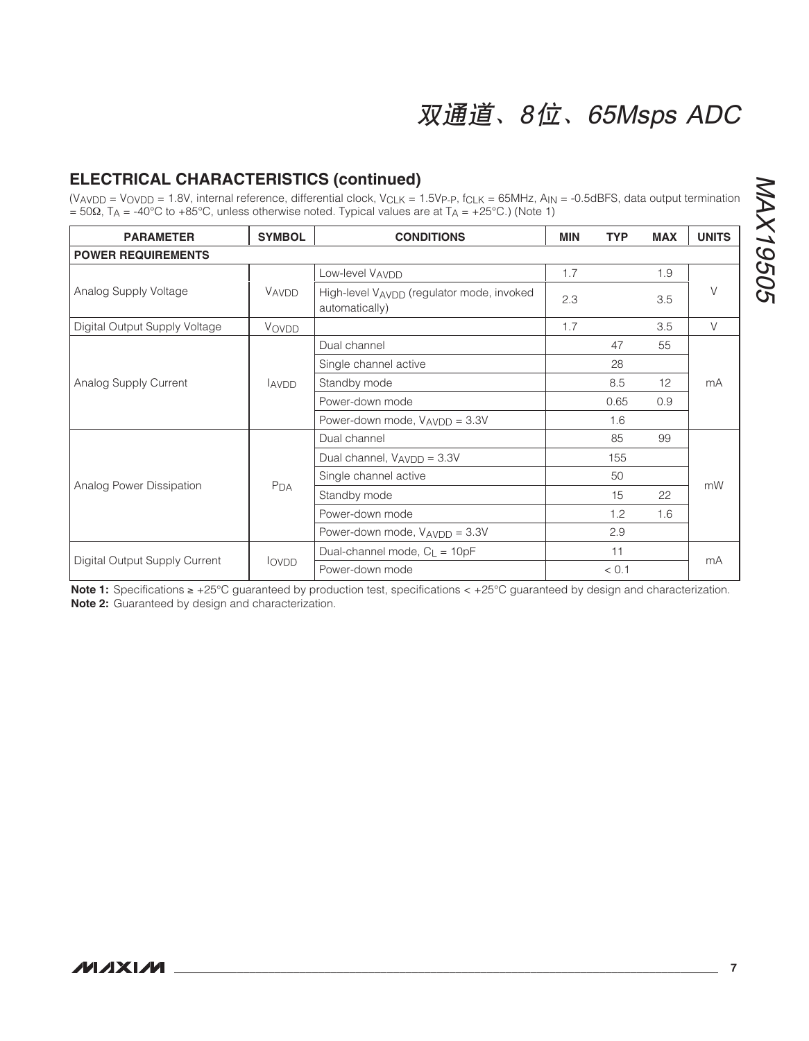## ELECTRICAL CHARACTERISTICS (continued)

($V_{AVDD}$ = $V_{OVDD}$ = 1.8V, internal reference, differential clock, $V_{CLK}$ = 1.5$V_{P-P}$, $f_{CLK}$ = 65MHz, $A_{IN}$ = -0.5dBFS, data output termination = 50Ω, $T_A$ = -40°C to +85°C, unless otherwise noted. Typical values are at $T_A$ = +25°C.) (Note 1)

| PARAMETER | SYMBOL | CONDITIONS | MIN | TYP | MAX | UNITS |
|---|---|---|---|---|---|---|
| **POWER REQUIREMENTS** | | | | | | |
| Analog Supply Voltage | $V_{AVDD}$ | Low-level $V_{AVDD}$ | 1.7 | | 1.9 | V |
| | | High-level $V_{AVDD}$ (regulator mode, invoked automatically) | 2.3 | | 3.5 | |
| Digital Output Supply Voltage | $V_{OVDD}$ | | 1.7 | | 3.5 | V |
| Analog Supply Current | $I_{AVDD}$ | Dual channel | | 47 | 55 | mA |
| | | Single channel active | | 28 | | |
| | | Standby mode | | 8.5 | 12 | |
| | | Power-down mode | | 0.65 | 0.9 | |
| | | Power-down mode, $V_{AVDD}$ = 3.3V | | 1.6 | | |
| Analog Power Dissipation | $P_{DA}$ | Dual channel | | 85 | 99 | mW |
| | | Dual channel, $V_{AVDD}$ = 3.3V | | 155 | | |
| | | Single channel active | | 50 | | |
| | | Standby mode | | 15 | 22 | |
| | | Power-down mode | | 1.2 | 1.6 | |
| | | Power-down mode, $V_{AVDD}$ = 3.3V | | 2.9 | | |
| Digital Output Supply Current | $I_{OVDD}$ | Dual-channel mode, $C_L$ = 10pF | | 11 | | mA |
| | | Power-down mode | | < 0.1 | | |

**Note 1:** Specifications ≥ +25°C guaranteed by production test, specifications < +25°C guaranteed by design and characterization.
**Note 2:** Guaranteed by design and characterization.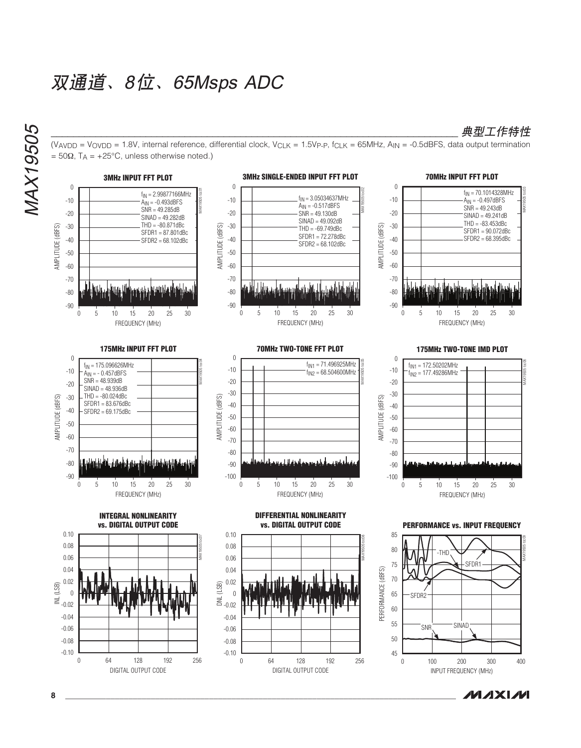## 典型工作特性

($V_{AVDD}$ = $V_{OVDD}$ = 1.8V, internal reference, differential clock, $V_{CLK}$ = 1.5$V_{P-P}$, $f_{CLK}$ = 65MHz, $A_{IN}$ = -0.5dBFS, data output termination = 50Ω, $T_A$ = +25°C, unless otherwise noted.)

**3MHz INPUT FFT PLOT**

$f_{IN}$ = 2.99877166MHz
$A_{IN}$ = -0.493dBFS
SNR = 49.285dB
SINAD = 49.282dB
THD = -80.871dBc
SFDR1 = 87.801dBc
SFDR2 = 68.102dBc

**3MHz SINGLE-ENDED INPUT FFT PLOT**

$f_{IN}$ = 3.05034637MHz
$A_{IN}$ = -0.517dBFS
SNR = 49.130dB
SINAD = 49.092dB
THD = -69.749dBc
SFDR1 = 72.278dBc
SFDR2 = 68.102dBc

**70MHz INPUT FFT PLOT**

$f_{IN}$ = 70.1014328MHz
$A_{IN}$ = -0.497dBFS
SNR = 49.243dB
SINAD = 49.241dB
THD = -83.453dBc
SFDR1 = 90.072dBc
SFDR2 = 68.395dBc

**175MHz INPUT FFT PLOT**

$f_{IN}$ = 175.096626MHz
$A_{IN}$ = - 0.457dBFS
SNR = 48.939dB
SINAD = 48.936dB
THD = -80.024dBc
SFDR1 = 83.676dBc
SFDR2 = 69.175dBc

**70MHz TWO-TONE FFT PLOT**

$f_{IN1}$ = 71.496925MHz
$f_{IN2}$ = 68.504600MHz

**175MHz TWO-TONE IMD PLOT**

$f_{IN1}$ = 172.50202MHz
$f_{IN2}$ = 177.49286MHz

**INTEGRAL NONLINEARITY vs. DIGITAL OUTPUT CODE**

**DIFFERENTIAL NONLINEARITY vs. DIGITAL OUTPUT CODE**

**PERFORMANCE vs. INPUT FREQUENCY**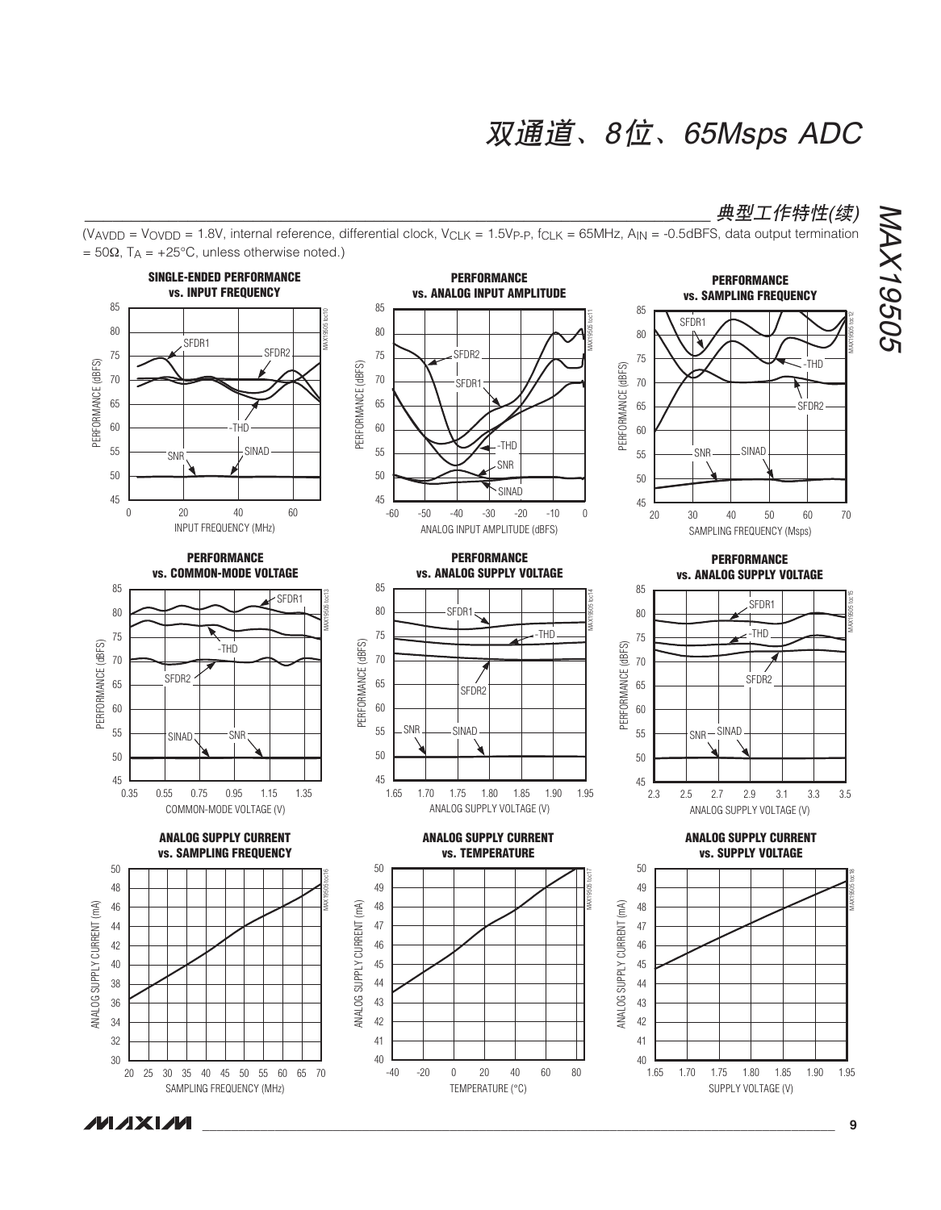## 典型工作特性(续)

($V_{AVDD}$ = $V_{OVDD}$ = 1.8V, internal reference, differential clock, $V_{CLK}$ = 1.5$V_{P-P}$, $f_{CLK}$ = 65MHz, $A_{IN}$ = -0.5dBFS, data output termination = 50Ω, $T_A$ = +25°C, unless otherwise noted.)

**SINGLE-ENDED PERFORMANCE vs. INPUT FREQUENCY**

**PERFORMANCE vs. ANALOG INPUT AMPLITUDE**

**PERFORMANCE vs. SAMPLING FREQUENCY**

**PERFORMANCE vs. COMMON-MODE VOLTAGE**

**PERFORMANCE vs. ANALOG SUPPLY VOLTAGE**

**PERFORMANCE vs. ANALOG SUPPLY VOLTAGE**

**ANALOG SUPPLY CURRENT vs. SAMPLING FREQUENCY**

**ANALOG SUPPLY CURRENT vs. TEMPERATURE**

**ANALOG SUPPLY CURRENT vs. SUPPLY VOLTAGE**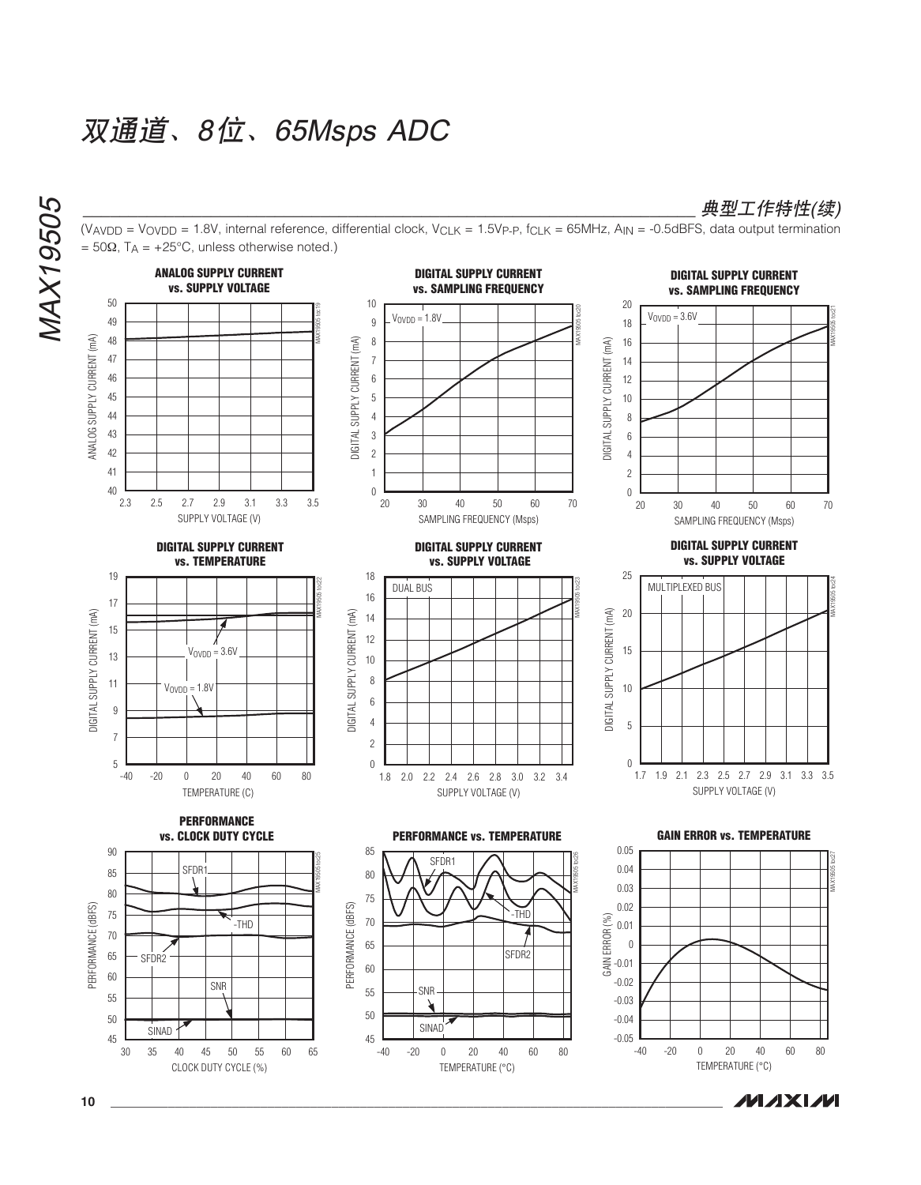## 典型工作特性(续)

($V_{AVDD}$ = $V_{OVDD}$ = 1.8V, internal reference, differential clock, $V_{CLK}$ = 1.5$V_{P-P}$, $f_{CLK}$ = 65MHz, $A_{IN}$ = -0.5dBFS, data output termination = 50Ω, $T_A$ = +25°C, unless otherwise noted.)

**ANALOG SUPPLY CURRENT vs. SUPPLY VOLTAGE**

**DIGITAL SUPPLY CURRENT vs. SAMPLING FREQUENCY** ($V_{OVDD}$ = 1.8V)

**DIGITAL SUPPLY CURRENT vs. SAMPLING FREQUENCY** ($V_{OVDD}$ = 3.6V)

**DIGITAL SUPPLY CURRENT vs. TEMPERATURE**

**DIGITAL SUPPLY CURRENT vs. SUPPLY VOLTAGE** (DUAL BUS)

**DIGITAL SUPPLY CURRENT vs. SUPPLY VOLTAGE** (MULTIPLEXED BUS)

**PERFORMANCE vs. CLOCK DUTY CYCLE**

**PERFORMANCE vs. TEMPERATURE**

**GAIN ERROR vs. TEMPERATURE**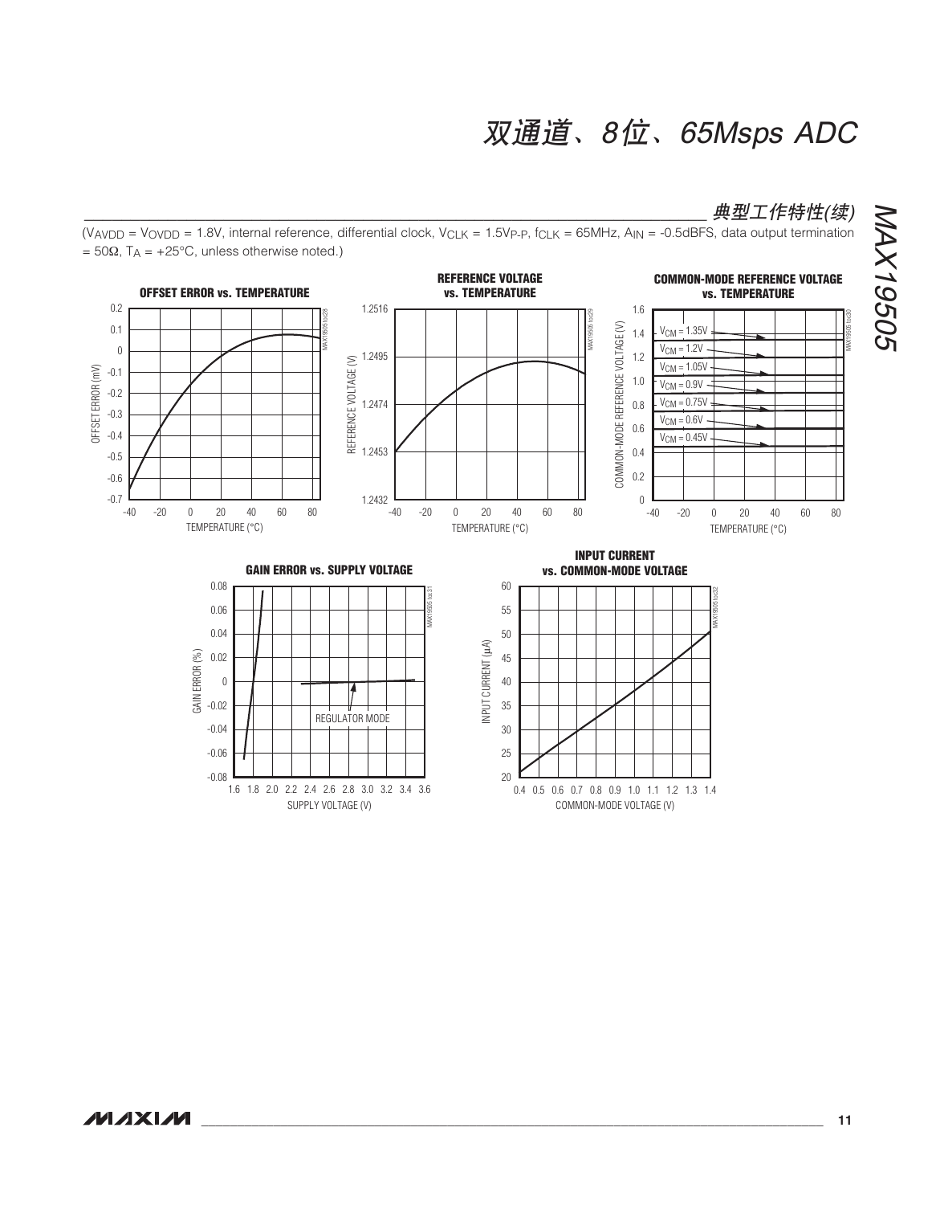## 典型工作特性(续)

($V_{AVDD}$ = $V_{OVDD}$ = 1.8V, internal reference, differential clock, $V_{CLK}$ = 1.5$V_{P-P}$, $f_{CLK}$ = 65MHz, $A_{IN}$ = -0.5dBFS, data output termination = 50Ω, $T_A$ = +25°C, unless otherwise noted.)

**OFFSET ERROR vs. TEMPERATURE**

**REFERENCE VOLTAGE vs. TEMPERATURE**

**COMMON-MODE REFERENCE VOLTAGE vs. TEMPERATURE**

**GAIN ERROR vs. SUPPLY VOLTAGE**

**INPUT CURRENT vs. COMMON-MODE VOLTAGE**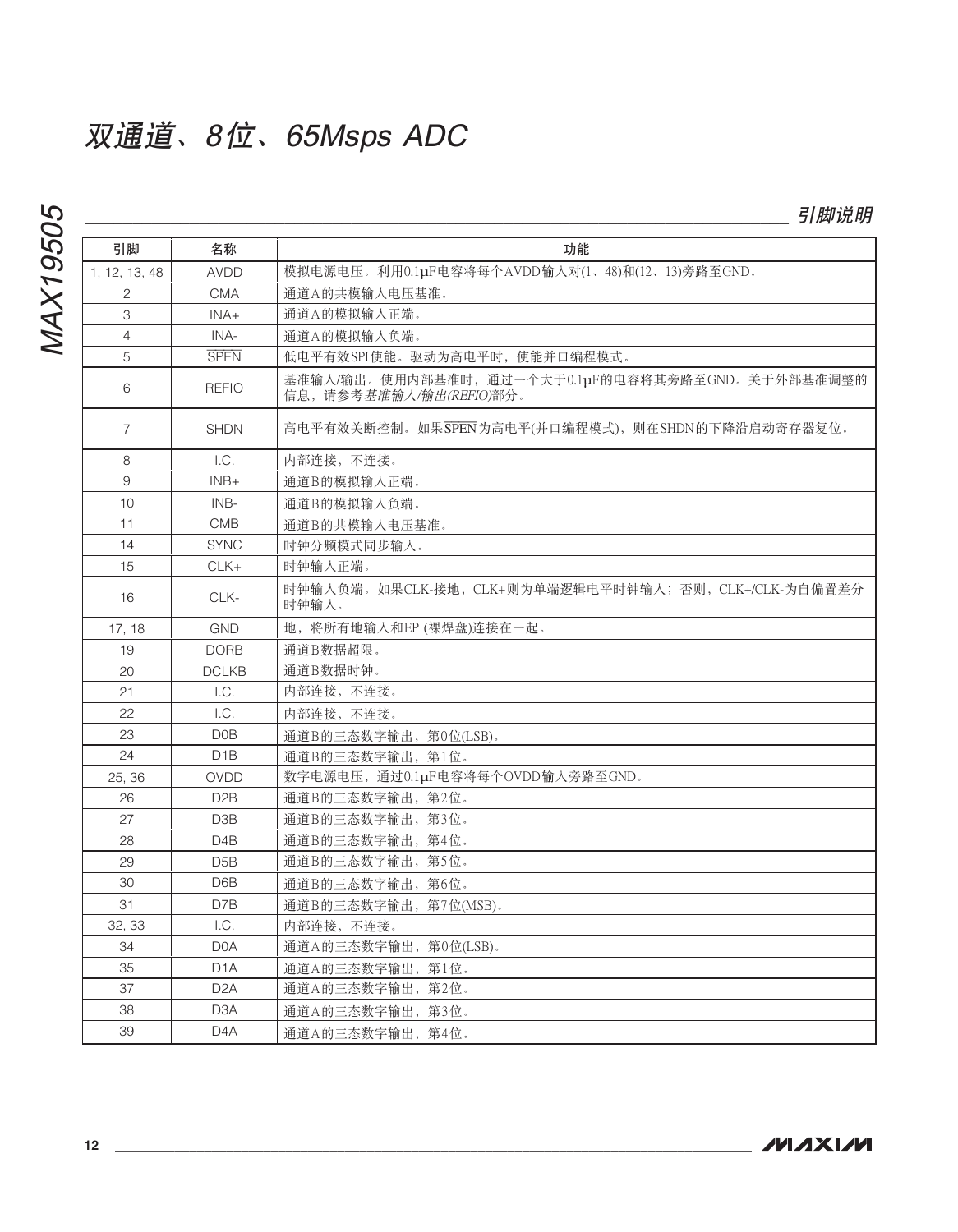## 引脚说明

| 引脚 | 名称 | 功能 |
|---|---|---|
| 1, 12, 13, 48 | AVDD | 模拟电源电压。利用0.1µF电容将每个AVDD输入对(1、48)和(12、13)旁路至GND。 |
| 2 | CMA | 通道A的共模输入电压基准。 |
| 3 | INA+ | 通道A的模拟输入正端。 |
| 4 | INA- | 通道A的模拟输入负端。 |
| 5 | $\overline{\text{SPEN}}$ | 低电平有效SPI使能。驱动为高电平时，使能并口编程模式。 |
| 6 | REFIO | 基准输入/输出。使用内部基准时，通过一个大于0.1µF的电容将其旁路至GND。关于外部基准调整的信息，请参考*基准输入/输出(REFIO)*部分。 |
| 7 | SHDN | 高电平有效关断控制。如果$\overline{\text{SPEN}}$为高电平(并口编程模式)，则在SHDN的下降沿启动寄存器复位。 |
| 8 | I.C. | 内部连接，不连接。 |
| 9 | INB+ | 通道B的模拟输入正端。 |
| 10 | INB- | 通道B的模拟输入负端。 |
| 11 | CMB | 通道B的共模输入电压基准。 |
| 14 | SYNC | 时钟分频模式同步输入。 |
| 15 | CLK+ | 时钟输入正端。 |
| 16 | CLK- | 时钟输入负端。如果CLK-接地，CLK+则为单端逻辑电平时钟输入；否则，CLK+/CLK-为自偏置差分时钟输入。 |
| 17, 18 | GND | 地，将所有地输入和EP (裸焊盘)连接在一起。 |
| 19 | DORB | 通道B数据超限。 |
| 20 | DCLKB | 通道B数据时钟。 |
| 21 | I.C. | 内部连接，不连接。 |
| 22 | I.C. | 内部连接，不连接。 |
| 23 | D0B | 通道B的三态数字输出，第0位(LSB)。 |
| 24 | D1B | 通道B的三态数字输出，第1位。 |
| 25, 36 | OVDD | 数字电源电压，通过0.1µF电容将每个OVDD输入旁路至GND。 |
| 26 | D2B | 通道B的三态数字输出，第2位。 |
| 27 | D3B | 通道B的三态数字输出，第3位。 |
| 28 | D4B | 通道B的三态数字输出，第4位。 |
| 29 | D5B | 通道B的三态数字输出，第5位。 |
| 30 | D6B | 通道B的三态数字输出，第6位。 |
| 31 | D7B | 通道B的三态数字输出，第7位(MSB)。 |
| 32, 33 | I.C. | 内部连接，不连接。 |
| 34 | D0A | 通道A的三态数字输出，第0位(LSB)。 |
| 35 | D1A | 通道A的三态数字输出，第1位。 |
| 37 | D2A | 通道A的三态数字输出，第2位。 |
| 38 | D3A | 通道A的三态数字输出，第3位。 |
| 39 | D4A | 通道A的三态数字输出，第4位。 |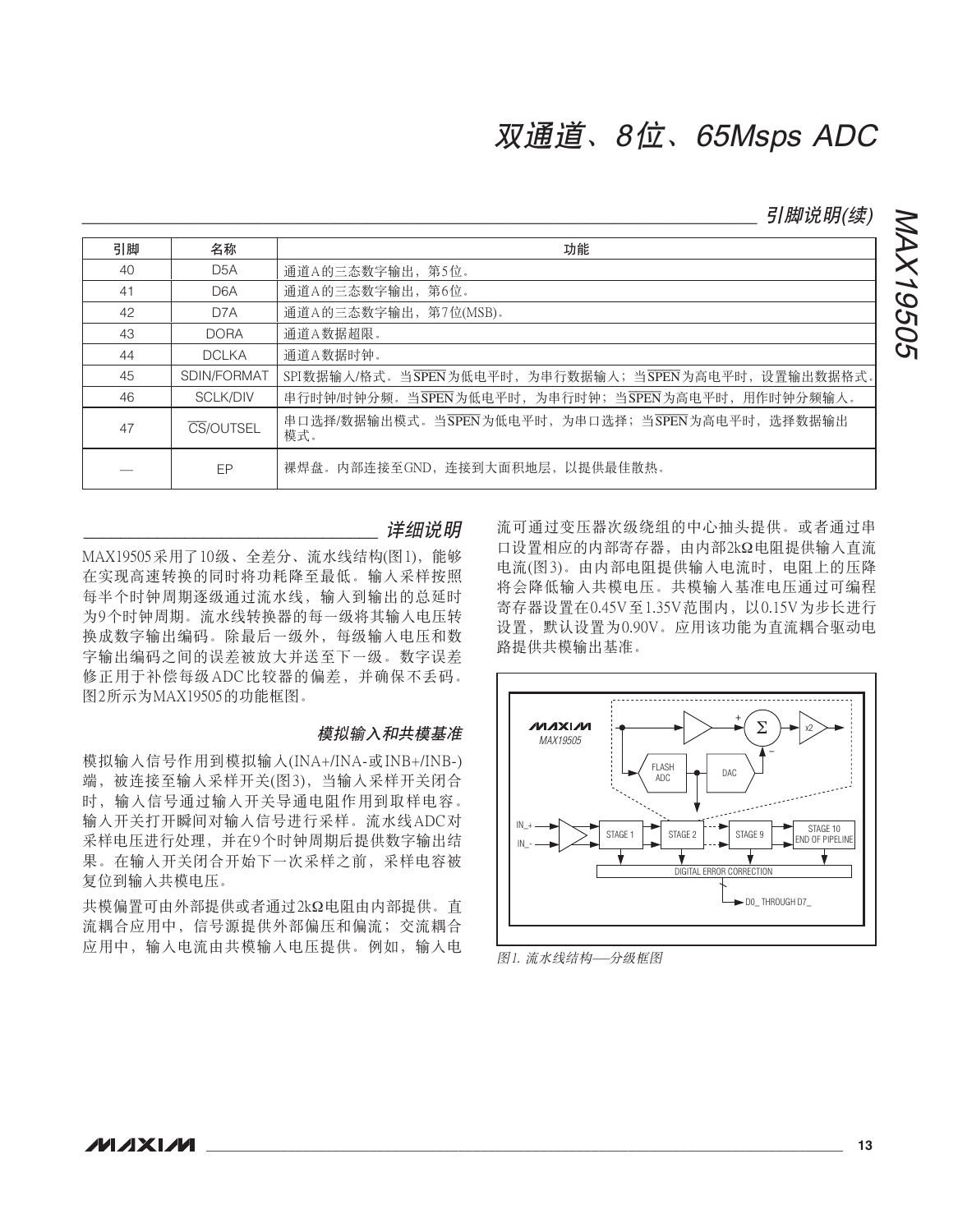## 引脚说明(续)

| 引脚 | 名称 | 功能 |
|---|---|---|
| 40 | D5A | 通道A的三态数字输出，第5位。 |
| 41 | D6A | 通道A的三态数字输出，第6位。 |
| 42 | D7A | 通道A的三态数字输出，第7位(MSB)。 |
| 43 | DORA | 通道A数据超限。 |
| 44 | DCLKA | 通道A数据时钟。 |
| 45 | SDIN/FORMAT | SPI数据输入/格式。当$\overline{SPEN}$为低电平时，为串行数据输入；当$\overline{SPEN}$为高电平时，设置输出数据格式。 |
| 46 | SCLK/DIV | 串行时钟/时钟分频。当$\overline{SPEN}$为低电平时，为串行时钟；当$\overline{SPEN}$为高电平时，用作时钟分频输入。 |
| 47 | $\overline{CS}$/OUTSEL | 串口选择/数据输出模式。当$\overline{SPEN}$为低电平时，为串口选择；当$\overline{SPEN}$为高电平时，选择数据输出模式。 |
| — | EP | 裸焊盘。内部连接至GND，连接到大面积地层，以提供最佳散热。 |

## 详细说明

MAX19505采用了10级、全差分、流水线结构(图1)，能够在实现高速转换的同时将功耗降至最低。输入采样按照每半个时钟周期逐级通过流水线，输入到输出的总延时为9个时钟周期。流水线转换器的每一级将其输入电压转换成数字输出编码。除最后一级外，每级输入电压和数字输出编码之间的误差被放大并送至下一级。数字误差修正用于补偿每级ADC比较器的偏差，并确保不丢码。图2所示为MAX19505的功能框图。

### 模拟输入和共模基准

模拟输入信号作用到模拟输入(INA+/INA-或INB+/INB-)端，被连接至输入采样开关(图3)，当输入采样开关闭合时，输入信号通过输入开关导通电阻作用到取样电容。输入开关打开瞬间对输入信号进行采样。流水线ADC对采样电压进行处理，并在9个时钟周期后提供数字输出结果。在输入开关闭合开始下一次采样之前，采样电容被复位到输入共模电压。

共模偏置可由外部提供或者通过2kΩ电阻由内部提供。直流耦合应用中，信号源提供外部偏压和偏流；交流耦合应用中，输入电流由共模输入电压提供。例如，输入电流可通过变压器次级绕组的中心抽头提供。或者通过串口设置相应的内部寄存器，由内部2kΩ电阻提供输入直流电流(图3)。由内部电阻提供输入电流时，电阻上的压降将会降低输入共模电压。共模输入基准电压通过可编程寄存器设置在0.45V至1.35V范围内，以0.15V为步长进行设置，默认设置为0.90V。应用该功能为直流耦合驱动电路提供共模输出基准。

MAX19505

FLASH ADC　DAC　Σ　x2

IN_+　IN_-　STAGE 1　STAGE 2　STAGE 9　STAGE 10 END OF PIPELINE

DIGITAL ERROR CORRECTION

D0_ THROUGH D7_

图1. 流水线结构——分级框图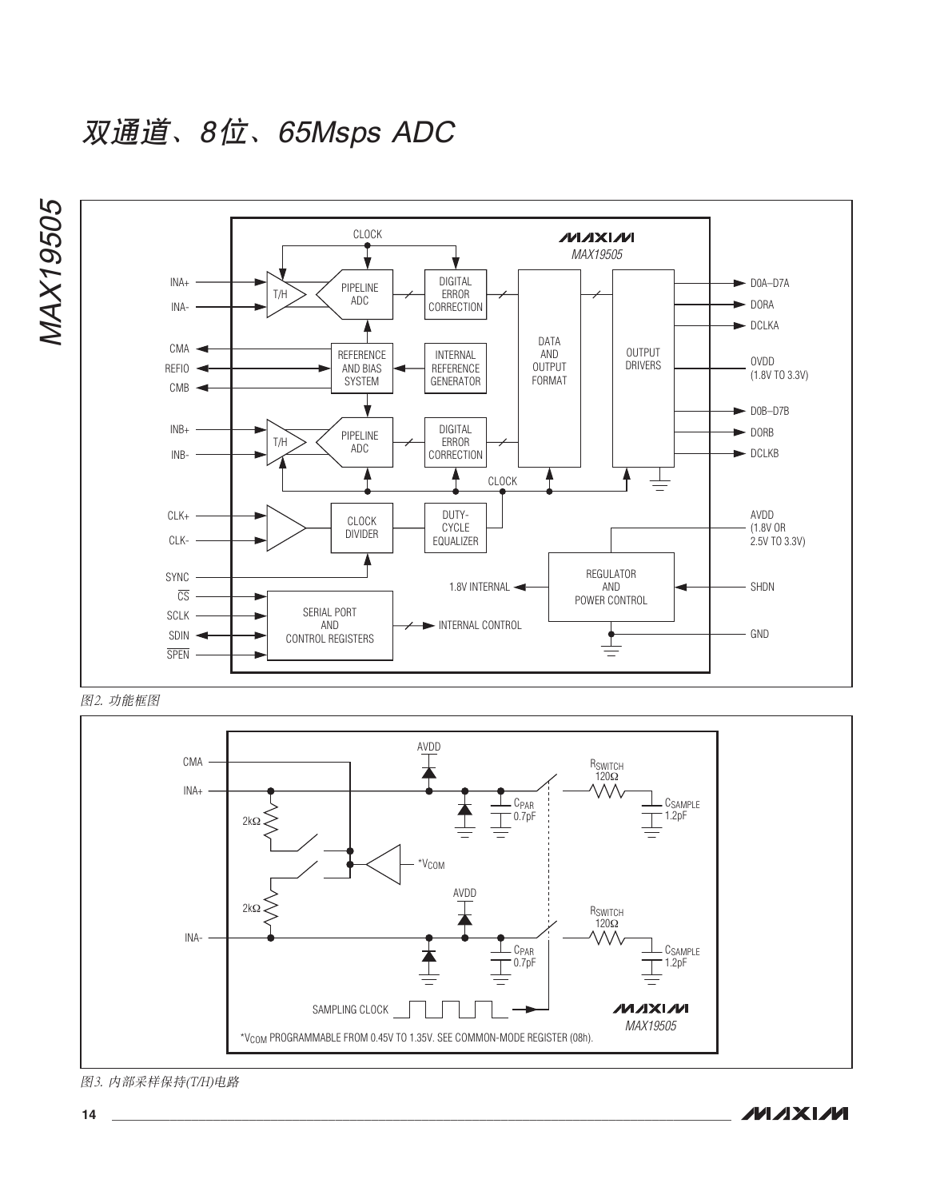# 双通道、8位、65Msps ADC

CLOCK

MAX19505

INA+ / INA- → T/H → PIPELINE ADC → DIGITAL ERROR CORRECTION

CMA, REFIO, CMB ↔ REFERENCE AND BIAS SYSTEM ← INTERNAL REFERENCE GENERATOR

INB+ / INB- → T/H → PIPELINE ADC → DIGITAL ERROR CORRECTION

DATA AND OUTPUT FORMAT → OUTPUT DRIVERS → D0A–D7A, DORA, DCLKA, OVDD (1.8V TO 3.3V), D0B–D7B, DORB, DCLKB

CLK+ / CLK- → CLOCK DIVIDER → DUTY-CYCLE EQUALIZER → CLOCK

SYNC

AVDD (1.8V OR 2.5V TO 3.3V)

REGULATOR AND POWER CONTROL → 1.8V INTERNAL; SHDN; GND

CS, SCLK, SDIN, SPEN → SERIAL PORT AND CONTROL REGISTERS → INTERNAL CONTROL

图2. 功能框图

CMA, INA+, INA-, AVDD, 2kΩ, $C_{PAR}$ 0.7pF, $R_{SWITCH}$ 120Ω, $C_{SAMPLE}$ 1.2pF, *$V_{COM}$, SAMPLING CLOCK

MAX19505

*$V_{COM}$ PROGRAMMABLE FROM 0.45V TO 1.35V. SEE COMMON-MODE REGISTER (08h).

图3. 内部采样保持(T/H)电路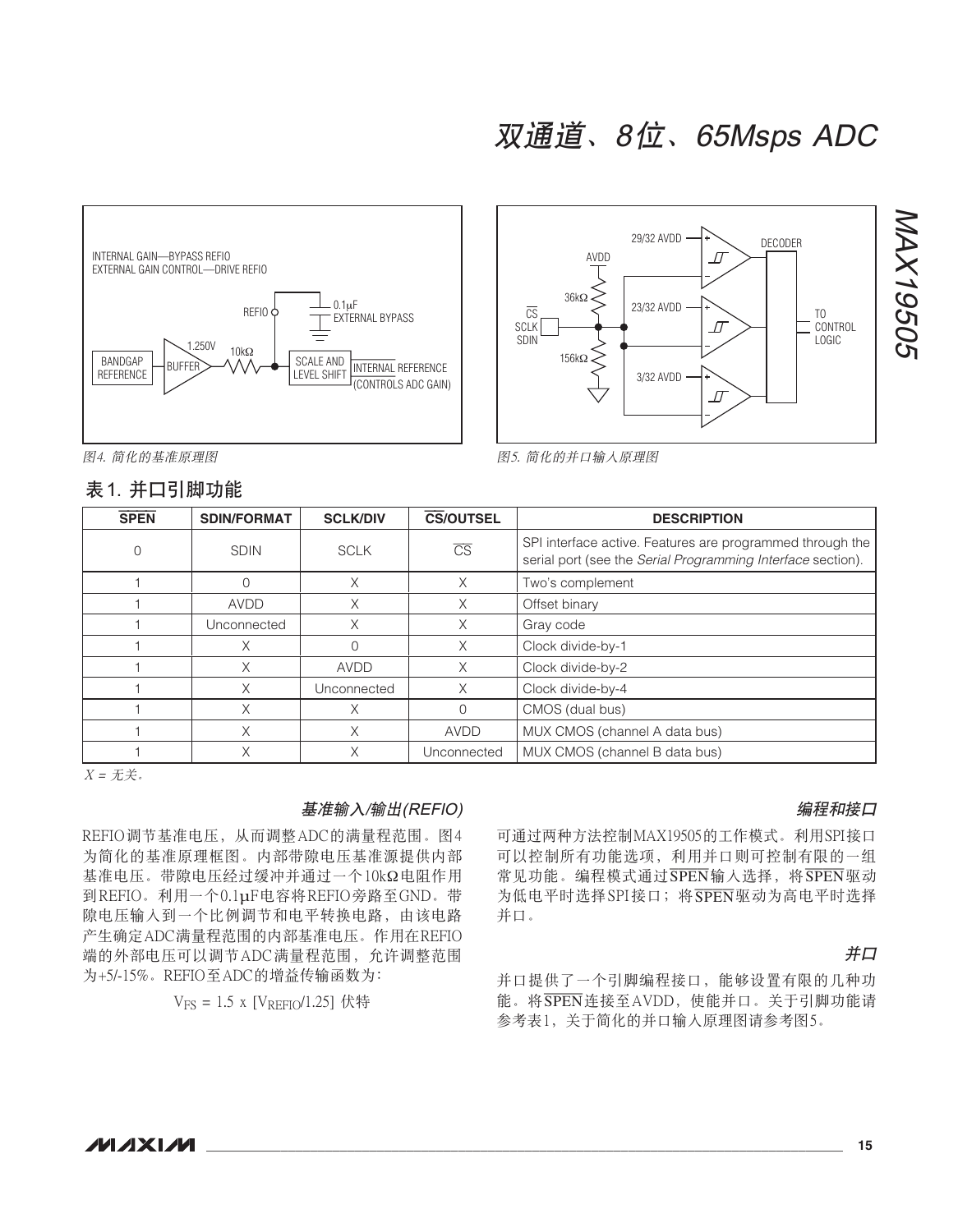图4. 简化的基准原理图

图5. 简化的并口输入原理图

## 表1. 并口引脚功能

| $\overline{SPEN}$ | SDIN/FORMAT | SCLK/DIV | $\overline{CS}$/OUTSEL | DESCRIPTION |
|---|---|---|---|---|
| 0 | SDIN | SCLK | $\overline{CS}$ | SPI interface active. Features are programmed through the serial port (see the *Serial Programming Interface* section). |
| 1 | 0 | X | X | Two's complement |
| 1 | AVDD | X | X | Offset binary |
| 1 | Unconnected | X | X | Gray code |
| 1 | X | 0 | X | Clock divide-by-1 |
| 1 | X | AVDD | X | Clock divide-by-2 |
| 1 | X | Unconnected | X | Clock divide-by-4 |
| 1 | X | X | 0 | CMOS (dual bus) |
| 1 | X | X | AVDD | MUX CMOS (channel A data bus) |
| 1 | X | X | Unconnected | MUX CMOS (channel B data bus) |

*X = 无关。*

### *基准输入/输出(REFIO)*

REFIO调节基准电压，从而调整ADC的满量程范围。图4为简化的基准原理框图。内部带隙电压基准源提供内部基准电压。带隙电压经过缓冲并通过一个10kΩ电阻作用到REFIO。利用一个0.1µF电容将REFIO旁路至GND。带隙电压输入到一个比例调节和电平转换电路，由该电路产生确定ADC满量程范围的内部基准电压。作用在REFIO端的外部电压可以调节ADC满量程范围，允许调整范围为+5/-15%。REFIO至ADC的增益传输函数为：

$$V_{FS} = 1.5 \times [V_{REFIO}/1.25] \text{ 伏特}$$

### *编程和接口*

可通过两种方法控制MAX19505的工作模式。利用SPI接口可以控制所有功能选项，利用并口则可控制有限的一组常见功能。编程模式通过$\overline{SPEN}$输入选择，将$\overline{SPEN}$驱动为低电平时选择SPI接口；将$\overline{SPEN}$驱动为高电平时选择并口。

### *并口*

并口提供了一个引脚编程接口，能够设置有限的几种功能。将$\overline{SPEN}$连接至AVDD，使能并口。关于引脚功能请参考表1，关于简化的并口输入原理图请参考图5。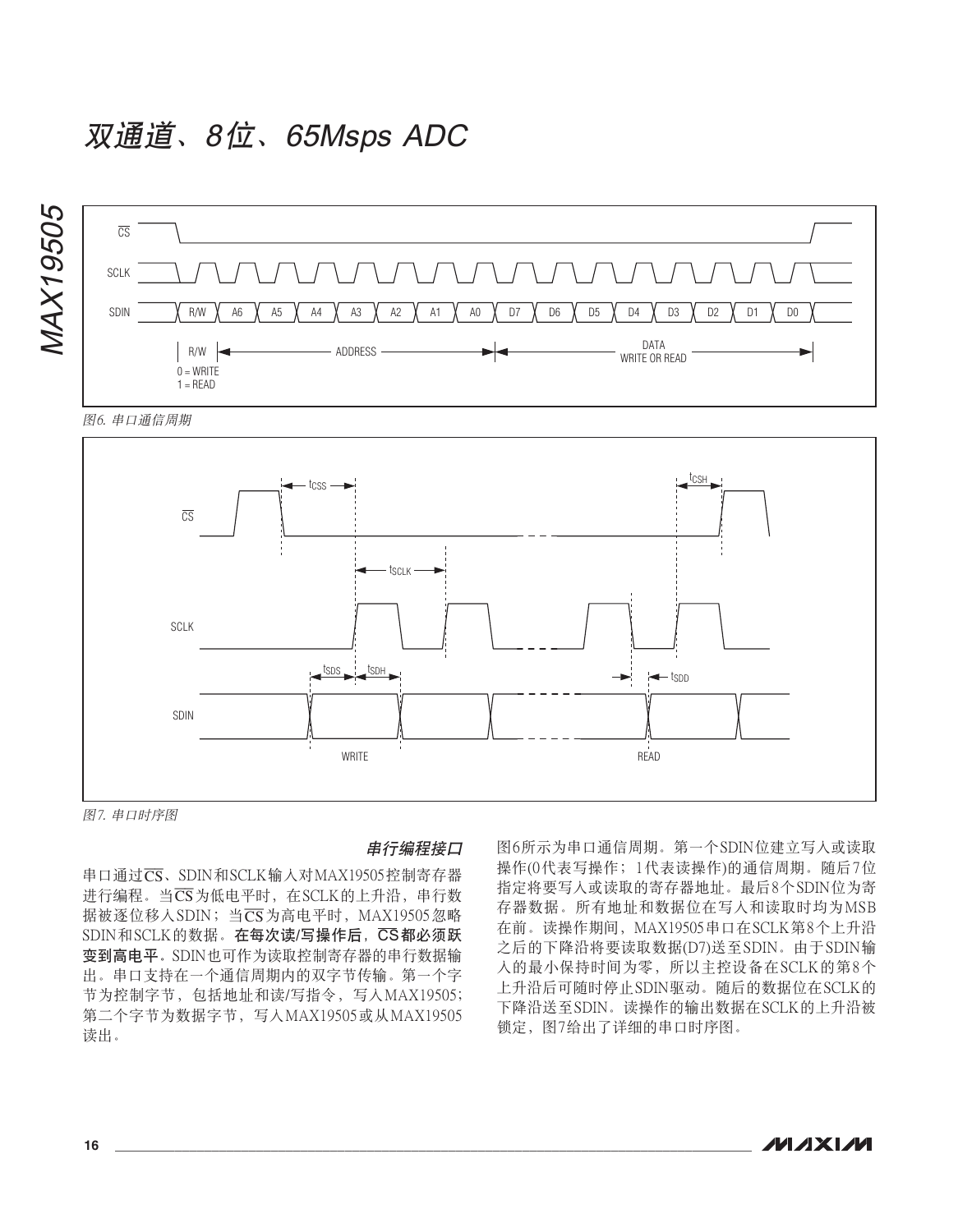图6. 串口通信周期

图7. 串口时序图

### 串行编程接口

串口通过$\overline{CS}$、SDIN和SCLK输入对MAX19505控制寄存器进行编程。当$\overline{CS}$为低电平时，在SCLK的上升沿，串行数据被逐位移入SDIN；当$\overline{CS}$为高电平时，MAX19505忽略SDIN和SCLK的数据。**在每次读/写操作后，$\overline{CS}$都必须跃变到高电平。**SDIN也可作为读取控制寄存器的串行数据输出。串口支持在一个通信周期内的双字节传输。第一个字节为控制字节，包括地址和读/写指令，写入MAX19505；第二个字节为数据字节，写入MAX19505或从MAX19505读出。

图6所示为串口通信周期。第一个SDIN位建立写入或读取操作(0代表写操作；1代表读操作)的通信周期。随后7位指定将要写入或读取的寄存器地址。最后8个SDIN位为寄存器数据。所有地址和数据位在写入和读取时均为MSB在前。读操作期间，MAX19505串口在SCLK第8个上升沿之后的下降沿将要读取数据(D7)送至SDIN。由于SDIN输入的最小保持时间为零，所以主控设备在SCLK的第8个上升沿后可随时停止SDIN驱动。随后的数据位在SCLK的下降沿送至SDIN。读操作的输出数据在SCLK的上升沿被锁定，图7给出了详细的串口时序图。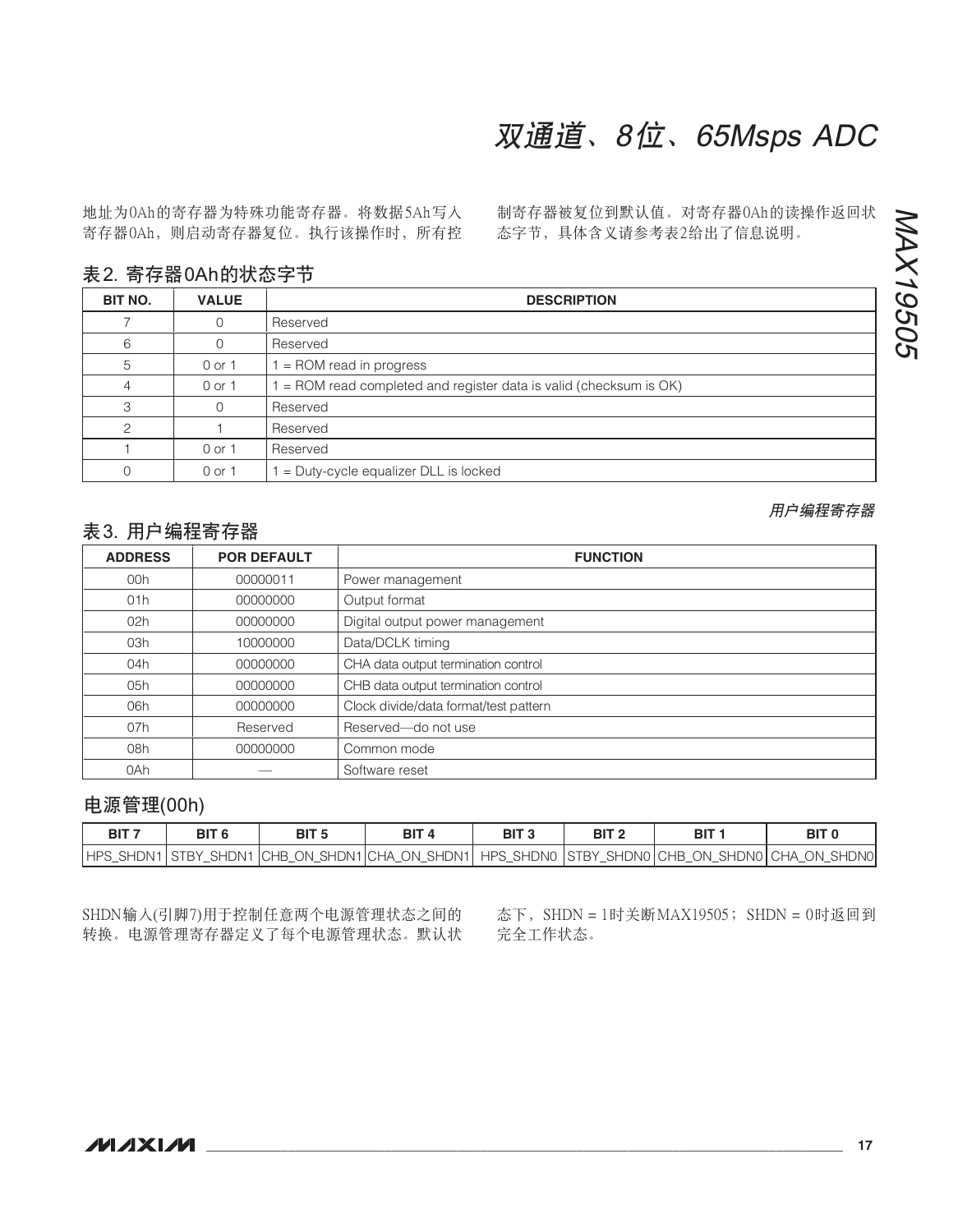地址为0Ah的寄存器为特殊功能寄存器。将数据5Ah写入寄存器0Ah，则启动寄存器复位。执行该操作时，所有控制寄存器被复位到默认值。对寄存器0Ah的读操作返回状态字节，具体含义请参考表2给出了信息说明。

## 表2. 寄存器0Ah的状态字节

| BIT NO. | VALUE | DESCRIPTION |
|---|---|---|
| 7 | 0 | Reserved |
| 6 | 0 | Reserved |
| 5 | 0 or 1 | 1 = ROM read in progress |
| 4 | 0 or 1 | 1 = ROM read completed and register data is valid (checksum is OK) |
| 3 | 0 | Reserved |
| 2 | 1 | Reserved |
| 1 | 0 or 1 | Reserved |
| 0 | 0 or 1 | 1 = Duty-cycle equalizer DLL is locked |

### *用户编程寄存器*

## 表3. 用户编程寄存器

| ADDRESS | POR DEFAULT | FUNCTION |
|---|---|---|
| 00h | 00000011 | Power management |
| 01h | 00000000 | Output format |
| 02h | 00000000 | Digital output power management |
| 03h | 10000000 | Data/DCLK timing |
| 04h | 00000000 | CHA data output termination control |
| 05h | 00000000 | CHB data output termination control |
| 06h | 00000000 | Clock divide/data format/test pattern |
| 07h | Reserved | Reserved—do not use |
| 08h | 00000000 | Common mode |
| 0Ah | — | Software reset |

## 电源管理(00h)

| BIT 7 | BIT 6 | BIT 5 | BIT 4 | BIT 3 | BIT 2 | BIT 1 | BIT 0 |
|---|---|---|---|---|---|---|---|
| HPS_SHDN1 | STBY_SHDN1 | CHB_ON_SHDN1 | CHA_ON_SHDN1 | HPS_SHDN0 | STBY_SHDN0 | CHB_ON_SHDN0 | CHA_ON_SHDN0 |

SHDN输入(引脚7)用于控制任意两个电源管理状态之间的转换。电源管理寄存器定义了每个电源管理状态。默认状态下，SHDN = 1时关断MAX19505；SHDN = 0时返回到完全工作状态。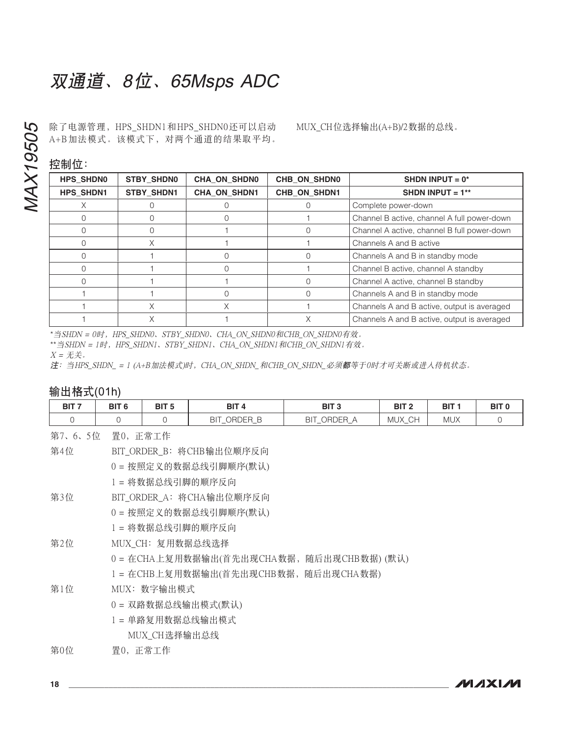除了电源管理，HPS_SHDN1和HPS_SHDN0还可以启动A+B加法模式。该模式下，对两个通道的结果取平均。MUX_CH位选择输出(A+B)/2数据的总线。

### 控制位：

| HPS_SHDN0 | STBY_SHDN0 | CHA_ON_SHDN0 | CHB_ON_SHDN0 | SHDN INPUT = 0* |
|---|---|---|---|---|
| **HPS_SHDN1** | **STBY_SHDN1** | **CHA_ON_SHDN1** | **CHB_ON_SHDN1** | **SHDN INPUT = 1**** |
| X | 0 | 0 | 0 | Complete power-down |
| 0 | 0 | 0 | 1 | Channel B active, channel A full power-down |
| 0 | 0 | 1 | 0 | Channel A active, channel B full power-down |
| 0 | X | 1 | 1 | Channels A and B active |
| 0 | 1 | 0 | 0 | Channels A and B in standby mode |
| 0 | 1 | 0 | 1 | Channel B active, channel A standby |
| 0 | 1 | 1 | 0 | Channel A active, channel B standby |
| 1 | 1 | 0 | 0 | Channels A and B in standby mode |
| 1 | X | X | 1 | Channels A and B active, output is averaged |
| 1 | X | 1 | X | Channels A and B active, output is averaged |

*当SHDN = 0时，HPS_SHDN0、STBY_SHDN0、CHA_ON_SHDN0和CHB_ON_SHDN0有效。

**当SHDN = 1时，HPS_SHDN1、STBY_SHDN1、CHA_ON_SHDN1和CHB_ON_SHDN1有效。

X = 无关。

**注**：当HPS_SHDN_ = 1 (A+B加法模式)时，CHA_ON_SHDN_和CHB_ON_SHDN_必须**都**等于0时才可关断或进入待机状态。

### 输出格式(01h)

| BIT 7 | BIT 6 | BIT 5 | BIT 4 | BIT 3 | BIT 2 | BIT 1 | BIT 0 |
|---|---|---|---|---|---|---|---|
| 0 | 0 | 0 | BIT_ORDER_B | BIT_ORDER_A | MUX_CH | MUX | 0 |

第7、6、5位　置0，正常工作

第4位　BIT_ORDER_B：将CHB输出位顺序反向
- 0 = 按照定义的数据总线引脚顺序(默认)
- 1 = 将数据总线引脚的顺序反向

第3位　BIT_ORDER_A：将CHA输出位顺序反向
- 0 = 按照定义的数据总线引脚顺序(默认)
- 1 = 将数据总线引脚的顺序反向

第2位　MUX_CH：复用数据总线选择
- 0 = 在CHA上复用数据输出(首先出现CHA数据，随后出现CHB数据) (默认)
- 1 = 在CHB上复用数据输出(首先出现CHB数据，随后出现CHA数据)

第1位　MUX：数字输出模式
- 0 = 双路数据总线输出模式(默认)
- 1 = 单路复用数据总线输出模式
  MUX_CH选择输出总线

第0位　置0，正常工作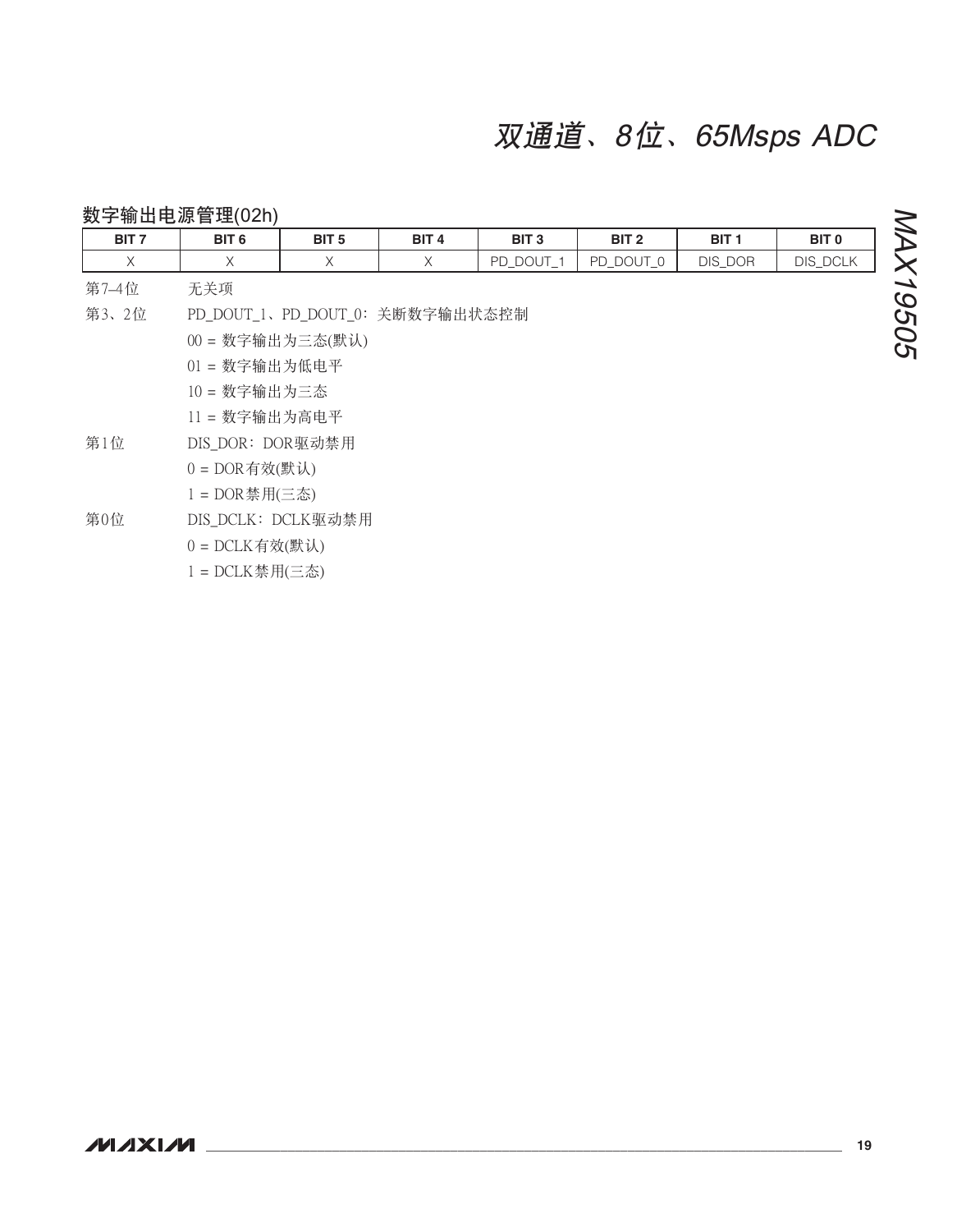## 数字输出电源管理(02h)

| BIT 7 | BIT 6 | BIT 5 | BIT 4 | BIT 3 | BIT 2 | BIT 1 | BIT 0 |
|---|---|---|---|---|---|---|---|
| X | X | X | X | PD_DOUT_1 | PD_DOUT_0 | DIS_DOR | DIS_DCLK |

第7–4位　无关项

第3、2位　PD_DOUT_1、PD_DOUT_0：关断数字输出状态控制

00 = 数字输出为三态(默认)

01 = 数字输出为低电平

10 = 数字输出为三态

11 = 数字输出为高电平

第1位　DIS_DOR：DOR驱动禁用

0 = DOR有效(默认)

1 = DOR禁用(三态)

第0位　DIS_DCLK：DCLK驱动禁用

0 = DCLK有效(默认)

1 = DCLK禁用(三态)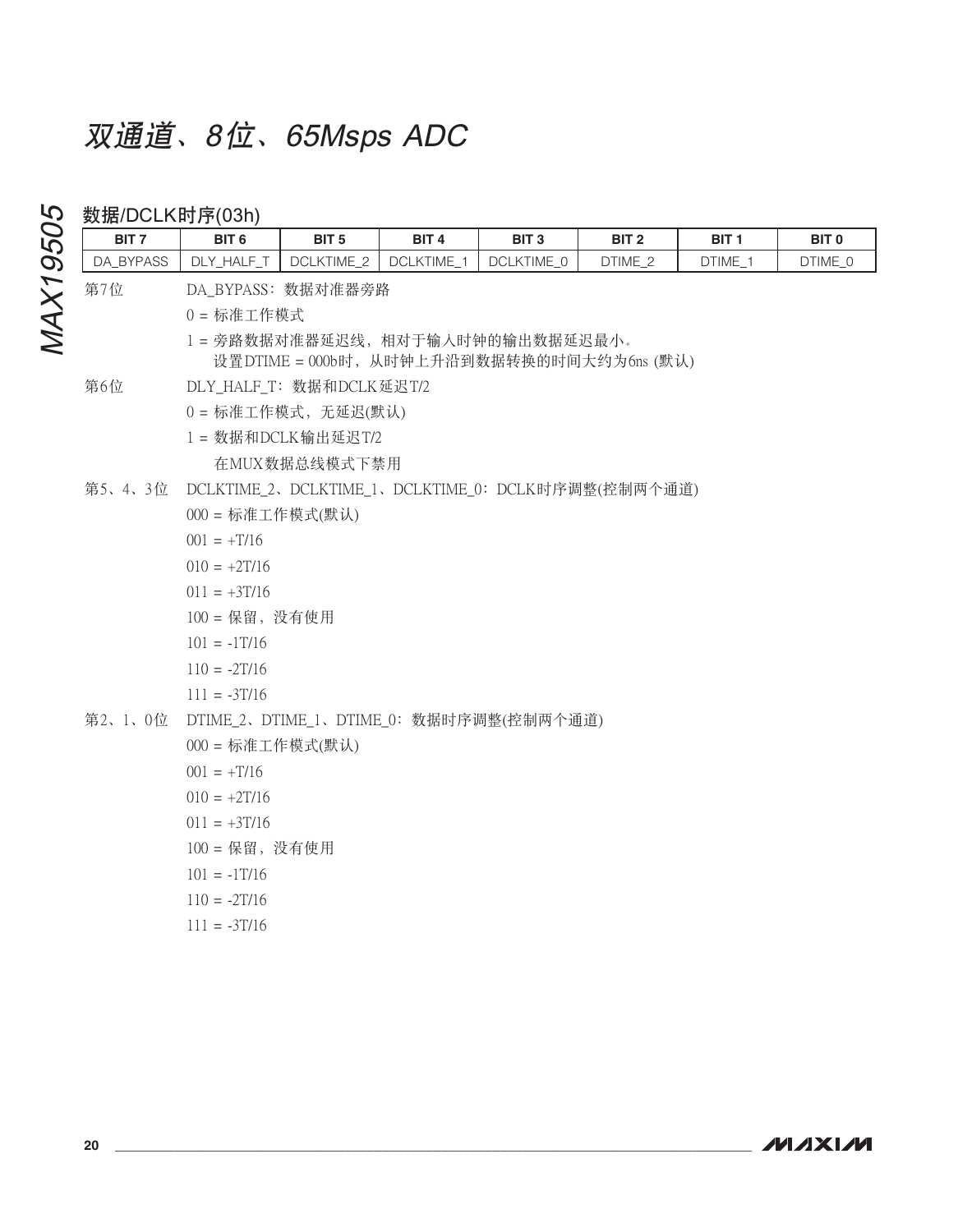## 数据/DCLK时序(03h)

| BIT 7 | BIT 6 | BIT 5 | BIT 4 | BIT 3 | BIT 2 | BIT 1 | BIT 0 |
|---|---|---|---|---|---|---|---|
| DA_BYPASS | DLY_HALF_T | DCLKTIME_2 | DCLKTIME_1 | DCLKTIME_0 | DTIME_2 | DTIME_1 | DTIME_0 |

第7位　DA_BYPASS：数据对准器旁路

0 = 标准工作模式

1 = 旁路数据对准器延迟线，相对于输入时钟的输出数据延迟最小。
设置DTIME = 000b时，从时钟上升沿到数据转换的时间大约为6ns (默认)

第6位　DLY_HALF_T：数据和DCLK延迟T/2

0 = 标准工作模式，无延迟(默认)

1 = 数据和DCLK输出延迟T/2
在MUX数据总线模式下禁用

第5、4、3位　DCLKTIME_2、DCLKTIME_1、DCLKTIME_0：DCLK时序调整(控制两个通道)

000 = 标准工作模式(默认)

001 = +T/16

010 = +2T/16

011 = +3T/16

100 = 保留，没有使用

101 = -1T/16

110 = -2T/16

111 = -3T/16

第2、1、0位　DTIME_2、DTIME_1、DTIME_0：数据时序调整(控制两个通道)

000 = 标准工作模式(默认)

001 = +T/16

010 = +2T/16

011 = +3T/16

100 = 保留，没有使用

101 = -1T/16

110 = -2T/16

111 = -3T/16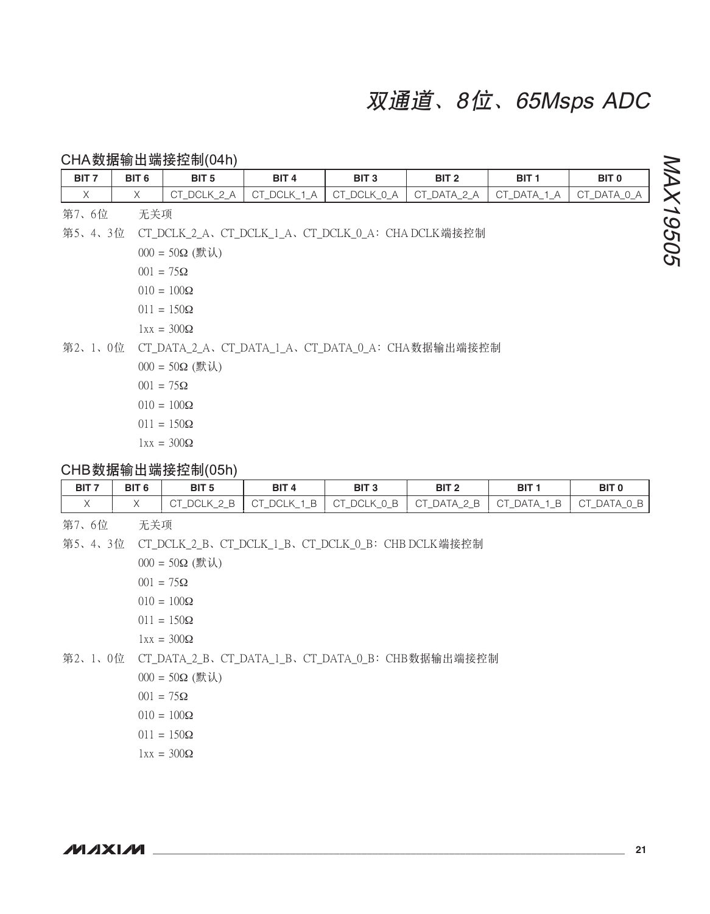### CHA数据输出端接控制(04h)

| BIT 7 | BIT 6 | BIT 5 | BIT 4 | BIT 3 | BIT 2 | BIT 1 | BIT 0 |
|---|---|---|---|---|---|---|---|
| X | X | CT_DCLK_2_A | CT_DCLK_1_A | CT_DCLK_0_A | CT_DATA_2_A | CT_DATA_1_A | CT_DATA_0_A |

第7、6位　无关项

第5、4、3位　CT_DCLK_2_A、CT_DCLK_1_A、CT_DCLK_0_A：CHA DCLK端接控制

000 = 50Ω (默认)

001 = 75Ω

010 = 100Ω

011 = 150Ω

1xx = 300Ω

第2、1、0位　CT_DATA_2_A、CT_DATA_1_A、CT_DATA_0_A：CHA数据输出端接控制

000 = 50Ω (默认)

001 = 75Ω

010 = 100Ω

011 = 150Ω

1xx = 300Ω

### CHB数据输出端接控制(05h)

| BIT 7 | BIT 6 | BIT 5 | BIT 4 | BIT 3 | BIT 2 | BIT 1 | BIT 0 |
|---|---|---|---|---|---|---|---|
| X | X | CT_DCLK_2_B | CT_DCLK_1_B | CT_DCLK_0_B | CT_DATA_2_B | CT_DATA_1_B | CT_DATA_0_B |

第7、6位　无关项

第5、4、3位　CT_DCLK_2_B、CT_DCLK_1_B、CT_DCLK_0_B：CHB DCLK端接控制

000 = 50Ω (默认)

001 = 75Ω

010 = 100Ω

011 = 150Ω

1xx = 300Ω

第2、1、0位　CT_DATA_2_B、CT_DATA_1_B、CT_DATA_0_B：CHB数据输出端接控制

000 = 50Ω (默认)

001 = 75Ω

010 = 100Ω

011 = 150Ω

1xx = 300Ω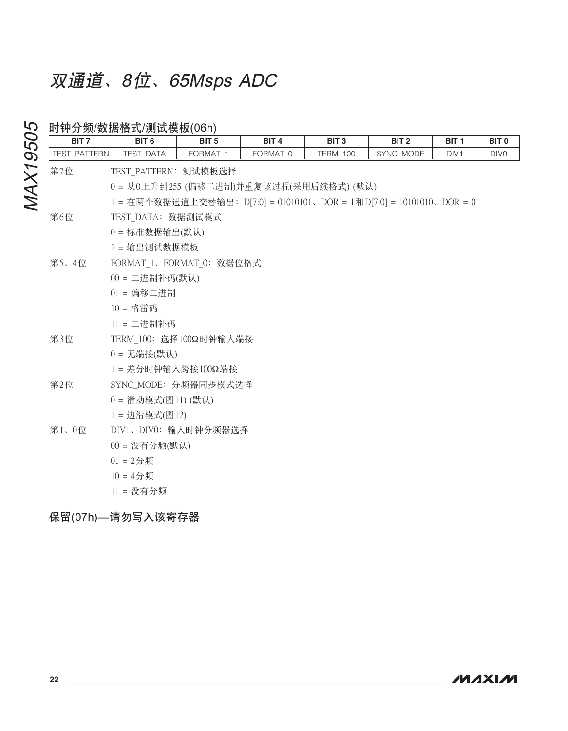## 时钟分频/数据格式/测试模板(06h)

| BIT 7 | BIT 6 | BIT 5 | BIT 4 | BIT 3 | BIT 2 | BIT 1 | BIT 0 |
|---|---|---|---|---|---|---|---|
| TEST_PATTERN | TEST_DATA | FORMAT_1 | FORMAT_0 | TERM_100 | SYNC_MODE | DIV1 | DIV0 |

第7位　TEST_PATTERN：测试模板选择

0 = 从0上升到255 (偏移二进制)并重复该过程(采用后续格式) (默认)

1 = 在两个数据通道上交替输出：D[7:0] = 01010101、DOR = 1和D[7:0] = 10101010、DOR = 0

第6位　TEST_DATA：数据测试模式

0 = 标准数据输出(默认)

1 = 输出测试数据模板

第5、4位　FORMAT_1、FORMAT_0：数据位格式

00 = 二进制补码(默认)

01 = 偏移二进制

10 = 格雷码

11 = 二进制补码

第3位　TERM_100：选择100Ω时钟输入端接

0 = 无端接(默认)

1 = 差分时钟输入跨接100Ω端接

第2位　SYNC_MODE：分频器同步模式选择

0 = 滑动模式(图11) (默认)

1 = 边沿模式(图12)

第1、0位　DIV1、DIV0：输入时钟分频器选择

00 = 没有分频(默认)

01 = 2分频

10 = 4分频

11 = 没有分频

## 保留(07h)—请勿写入该寄存器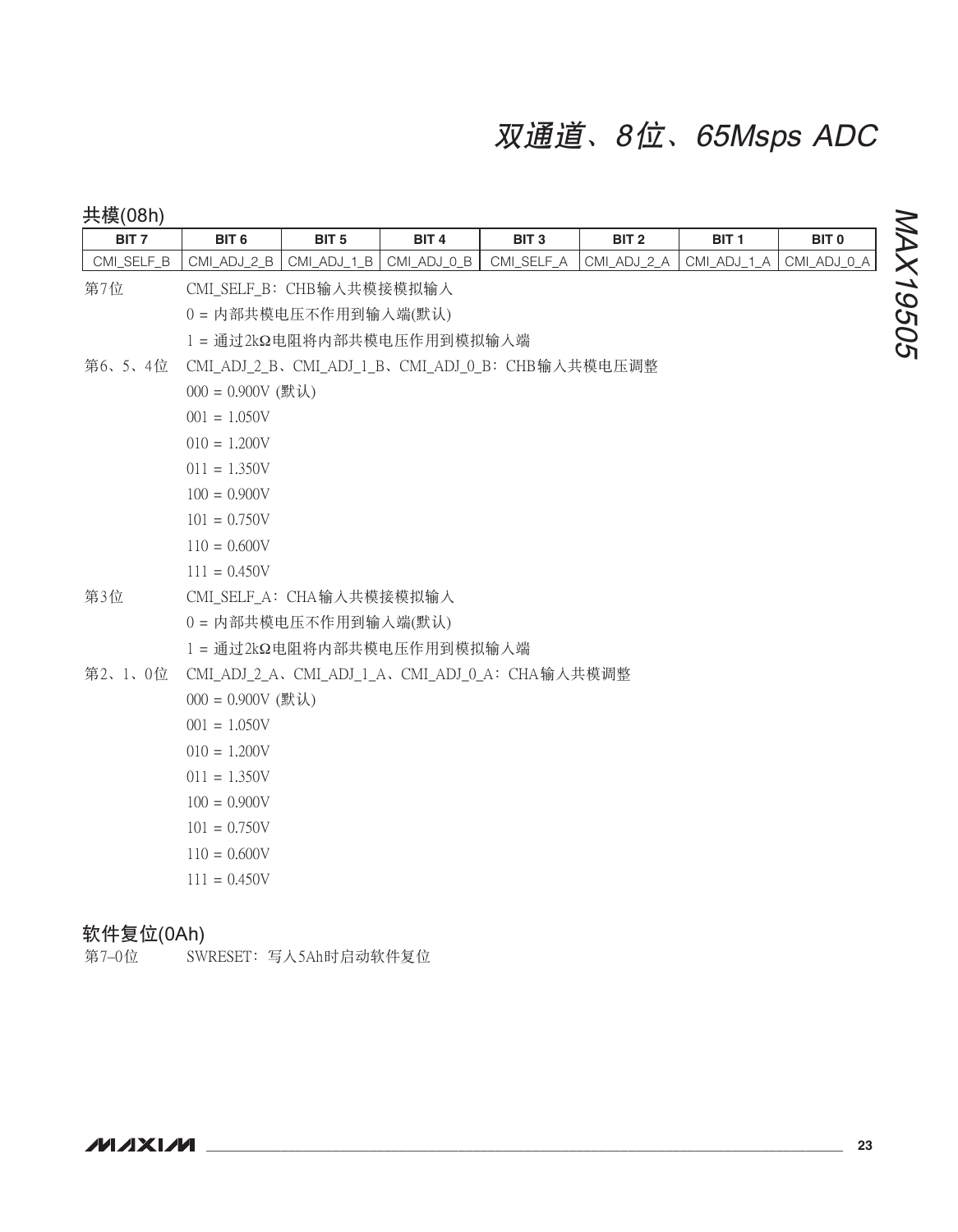### 共模(08h)

| BIT 7 | BIT 6 | BIT 5 | BIT 4 | BIT 3 | BIT 2 | BIT 1 | BIT 0 |
|---|---|---|---|---|---|---|---|
| CMI_SELF_B | CMI_ADJ_2_B | CMI_ADJ_1_B | CMI_ADJ_0_B | CMI_SELF_A | CMI_ADJ_2_A | CMI_ADJ_1_A | CMI_ADJ_0_A |

第7位　　CMI_SELF_B：CHB输入共模接模拟输入

0 = 内部共模电压不作用到输入端(默认)

1 = 通过2kΩ电阻将内部共模电压作用到模拟输入端

第6、5、4位　　CMI_ADJ_2_B、CMI_ADJ_1_B、CMI_ADJ_0_B：CHB输入共模电压调整

000 = 0.900V (默认)

001 = 1.050V

010 = 1.200V

011 = 1.350V

100 = 0.900V

101 = 0.750V

110 = 0.600V

111 = 0.450V

第3位　　CMI_SELF_A：CHA输入共模接模拟输入

0 = 内部共模电压不作用到输入端(默认)

1 = 通过2kΩ电阻将内部共模电压作用到模拟输入端

第2、1、0位　　CMI_ADJ_2_A、CMI_ADJ_1_A、CMI_ADJ_0_A：CHA输入共模调整

000 = 0.900V (默认)

001 = 1.050V

010 = 1.200V

011 = 1.350V

100 = 0.900V

101 = 0.750V

110 = 0.600V

111 = 0.450V

### 软件复位(0Ah)

第7–0位　　SWRESET：写入5Ah时启动软件复位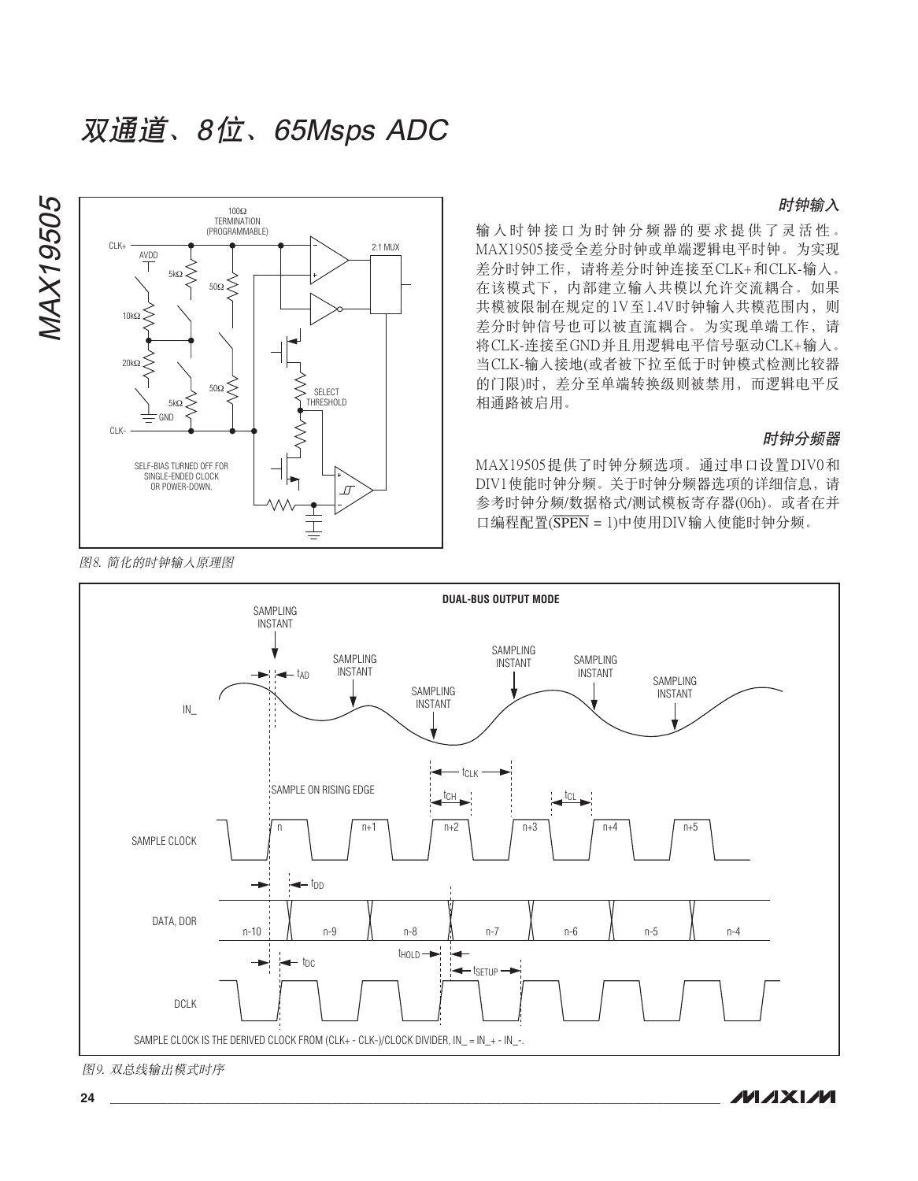## 时钟输入

输入时钟接口为时钟分频器的要求提供了灵活性。MAX19505接受全差分时钟或单端逻辑电平时钟。为实现差分时钟工作，请将差分时钟连接至CLK+和CLK-输入。在该模式下，内部建立输入共模以允许交流耦合。如果共模被限制在规定的1V至1.4V时钟输入共模范围内，则差分时钟信号也可以被直流耦合。为实现单端工作，请将CLK-连接至GND并且用逻辑电平信号驱动CLK+输入。当CLK-输入接地(或者被下拉至低于时钟模式检测比较器的门限)时，差分至单端转换级则被禁用，而逻辑电平反相通路被启用。

## 时钟分频器

MAX19505提供了时钟分频选项。通过串口设置DIV0和DIV1使能时钟分频。关于时钟分频器选项的详细信息，请参考时钟分频/数据格式/测试模板寄存器(06h)。或者在并口编程配置($\overline{SPEN}$ = 1)中使用DIV输入使能时钟分频。

图8. 简化的时钟输入原理图

图9. 双总线输出模式时序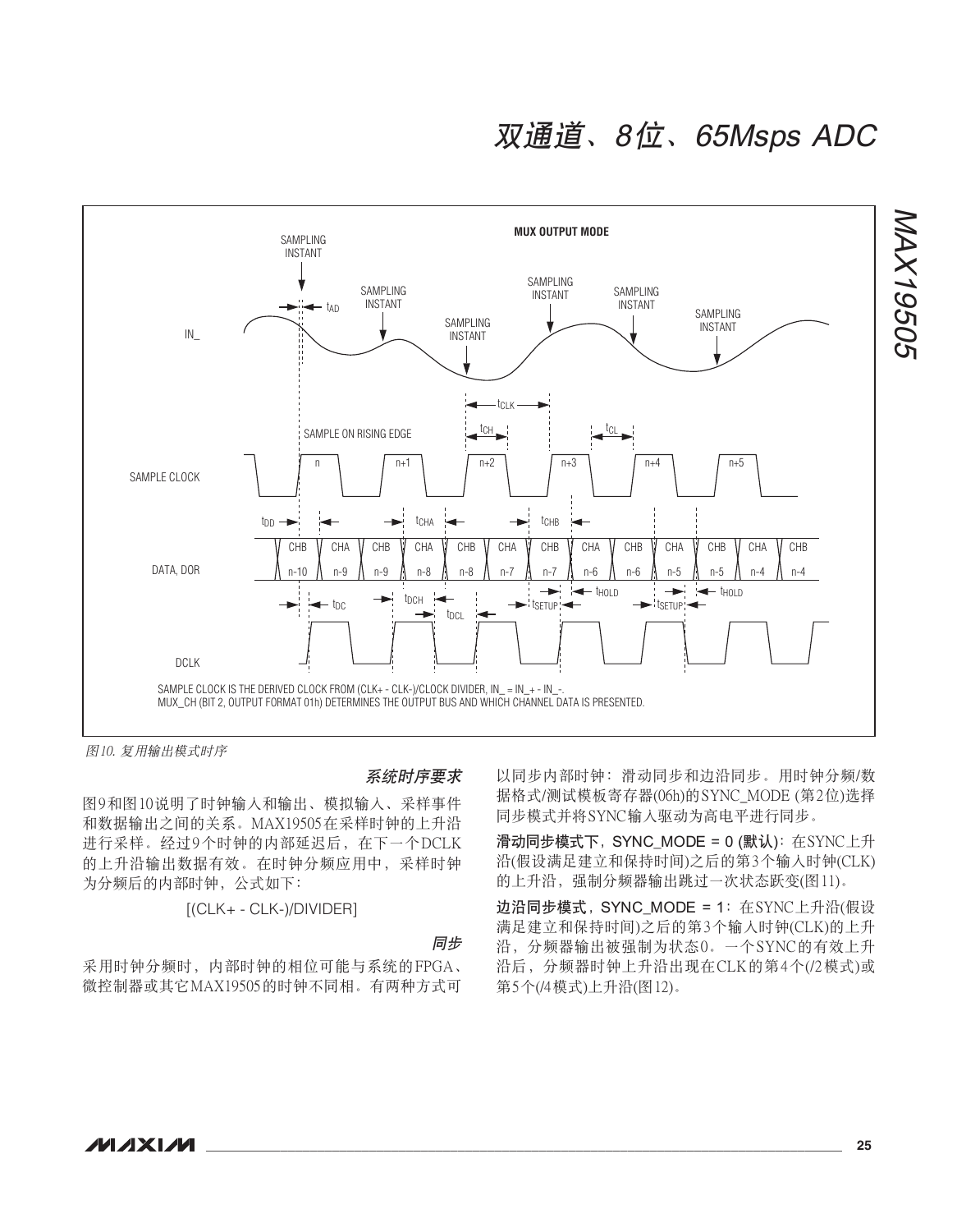图10. 复用输出模式时序

### 系统时序要求

图9和图10说明了时钟输入和输出、模拟输入、采样事件和数据输出之间的关系。MAX19505在采样时钟的上升沿进行采样。经过9个时钟的内部延迟后，在下一个DCLK的上升沿输出数据有效。在时钟分频应用中，采样时钟为分频后的内部时钟，公式如下：

[(CLK+ - CLK-)/DIVIDER]

### 同步

采用时钟分频时，内部时钟的相位可能与系统的FPGA、微控制器或其它MAX19505的时钟不同相。有两种方式可以同步内部时钟：滑动同步和边沿同步。用时钟分频/数据格式/测试模板寄存器(06h)的SYNC_MODE (第2位)选择同步模式并将SYNC输入驱动为高电平进行同步。

**滑动同步模式下，SYNC_MODE = 0 (默认)**：在SYNC上升沿(假设满足建立和保持时间)之后的第3个输入时钟(CLK)的上升沿，强制分频器输出跳过一次状态跃变(图11)。

**边沿同步模式，SYNC_MODE = 1**：在SYNC上升沿(假设满足建立和保持时间)之后的第3个输入时钟(CLK)的上升沿，分频器输出被强制为状态0。一个SYNC的有效上升沿后，分频器时钟上升沿出现在CLK的第4个(/2模式)或第5个(/4模式)上升沿(图12)。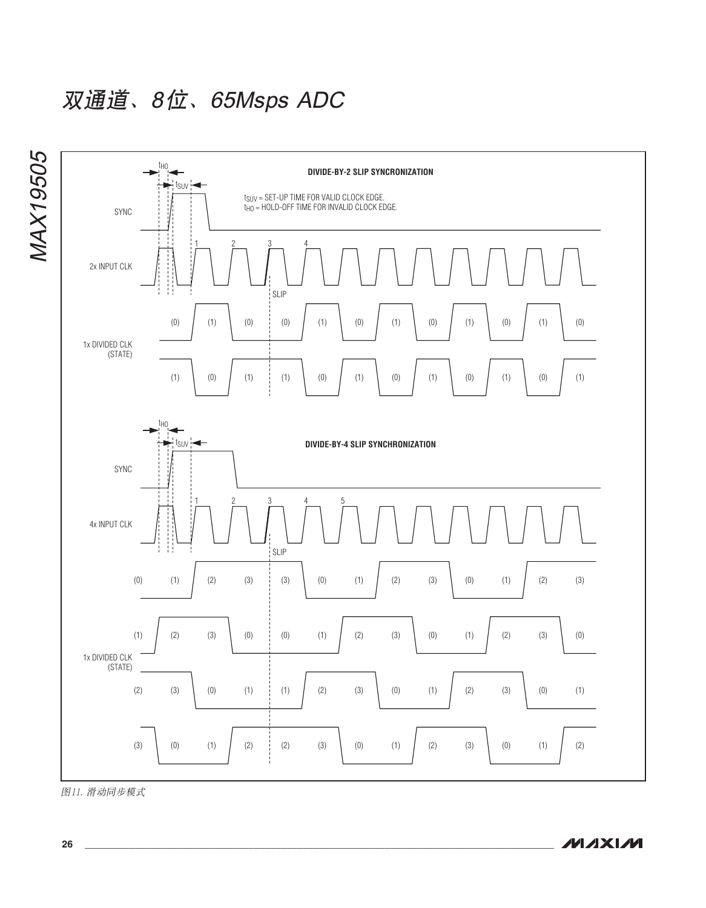DIVIDE-BY-2 SLIP SYNCRONIZATION

$t_{SUV}$ = SET-UP TIME FOR VALID CLOCK EDGE.
$t_{HO}$ = HOLD-OFF TIME FOR INVALID CLOCK EDGE.

DIVIDE-BY-4 SLIP SYNCHRONIZATION

图11. 滑动同步模式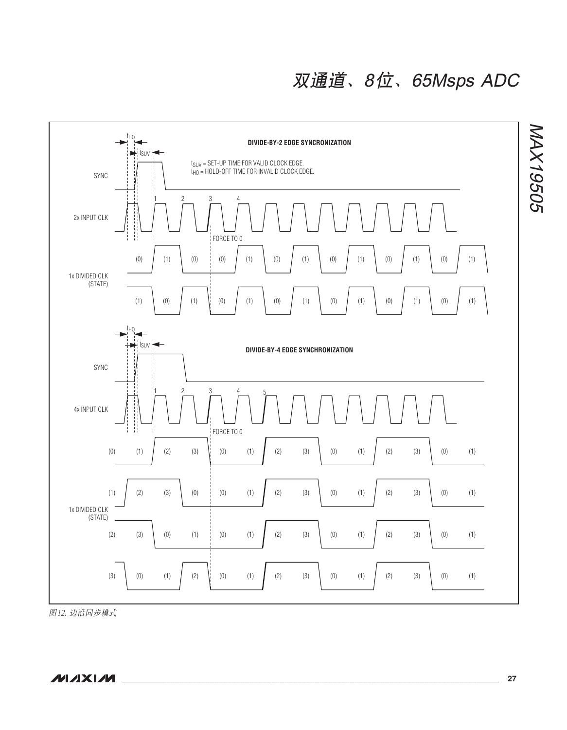DIVIDE-BY-2 EDGE SYNCRONIZATION

$t_{SUV}$ = SET-UP TIME FOR VALID CLOCK EDGE.
$t_{HO}$ = HOLD-OFF TIME FOR INVALID CLOCK EDGE.

DIVIDE-BY-4 EDGE SYNCHRONIZATION

图12. 边沿同步模式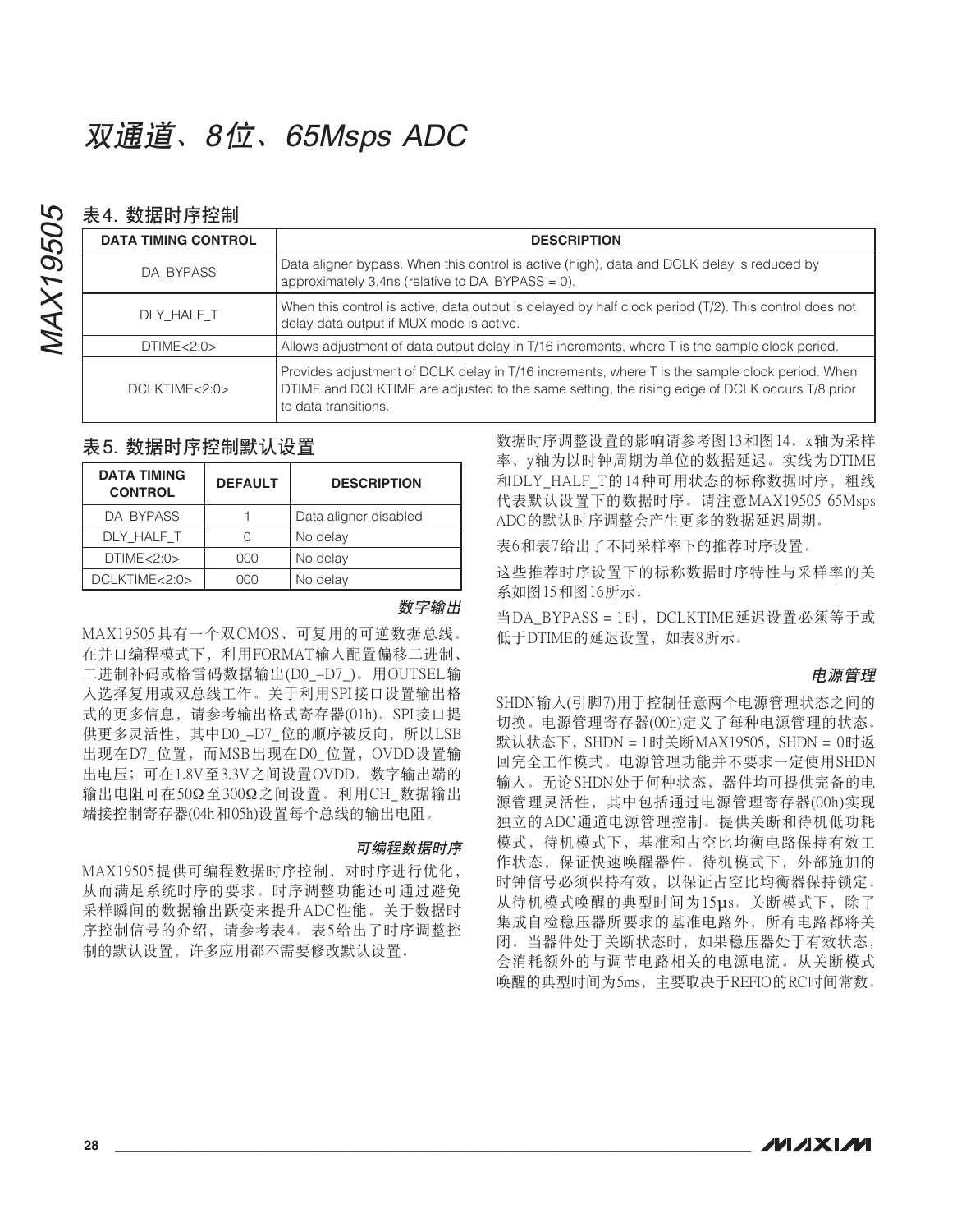## 表4. 数据时序控制

| DATA TIMING CONTROL | DESCRIPTION |
|---|---|
| DA_BYPASS | Data aligner bypass. When this control is active (high), data and DCLK delay is reduced by approximately 3.4ns (relative to DA_BYPASS = 0). |
| DLY_HALF_T | When this control is active, data output is delayed by half clock period (T/2). This control does not delay data output if MUX mode is active. |
| DTIME<2:0> | Allows adjustment of data output delay in T/16 increments, where T is the sample clock period. |
| DCLKTIME<2:0> | Provides adjustment of DCLK delay in T/16 increments, where T is the sample clock period. When DTIME and DCLKTIME are adjusted to the same setting, the rising edge of DCLK occurs T/8 prior to data transitions. |

## 表5. 数据时序控制默认设置

| DATA TIMING CONTROL | DEFAULT | DESCRIPTION |
|---|---|---|
| DA_BYPASS | 1 | Data aligner disabled |
| DLY_HALF_T | 0 | No delay |
| DTIME<2:0> | 000 | No delay |
| DCLKTIME<2:0> | 000 | No delay |

### *数字输出*

MAX19505具有一个双CMOS、可复用的可逆数据总线。在并口编程模式下，利用FORMAT输入配置偏移二进制、二进制补码或格雷码数据输出(D0_–D7_)。用OUTSEL输入选择复用或双总线工作。关于利用SPI接口设置输出格式的更多信息，请参考输出格式寄存器(01h)。SPI接口提供更多灵活性，其中D0_–D7_位的顺序被反向，所以LSB出现在D7_位置，而MSB出现在D0_位置，OVDD设置输出电压；可在1.8V至3.3V之间设置OVDD。数字输出端的输出电阻可在50Ω至300Ω之间设置。利用CH_数据输出端接控制寄存器(04h和05h)设置每个总线的输出电阻。

### *可编程数据时序*

MAX19505提供可编程数据时序控制，对时序进行优化，从而满足系统时序的要求。时序调整功能还可通过避免采样瞬间的数据输出跃变来提升ADC性能。关于数据时序控制信号的介绍，请参考表4。表5给出了时序调整控制的默认设置，许多应用都不需要修改默认设置。

数据时序调整设置的影响请参考图13和图14。x轴为采样率，y轴为以时钟周期为单位的数据延迟。实线为DTIME和DLY_HALF_T的14种可用状态的标称数据时序，粗线代表默认设置下的数据时序。请注意MAX19505 65Msps ADC的默认时序调整会产生更多的数据延迟周期。

表6和表7给出了不同采样率下的推荐时序设置。

这些推荐时序设置下的标称数据时序特性与采样率的关系如图15和图16所示。

当DA_BYPASS = 1时，DCLKTIME延迟设置必须等于或低于DTIME的延迟设置，如表8所示。

### *电源管理*

SHDN输入(引脚7)用于控制任意两个电源管理状态之间的切换。电源管理寄存器(00h)定义了每种电源管理的状态。默认状态下，SHDN = 1时关断MAX19505，SHDN = 0时返回完全工作模式。电源管理功能并不要求一定使用SHDN输入。无论SHDN处于何种状态，器件均可提供完备的电源管理灵活性，其中包括通过电源管理寄存器(00h)实现独立的ADC通道电源管理控制。提供关断和待机低功耗模式，待机模式下，基准和占空比均衡电路保持有效工作状态，保证快速唤醒器件。待机模式下，外部施加的时钟信号必须保持有效，以保证占空比均衡器保持锁定。从待机模式唤醒的典型时间为15μs。关断模式下，除了集成自检稳压器所要求的基准电路外，所有电路都将关闭。当器件处于关断状态时，如果稳压器处于有效状态，会消耗额外的与调节电路相关的电源电流。从关断模式唤醒的典型时间为5ms，主要取决于REFIO的RC时间常数。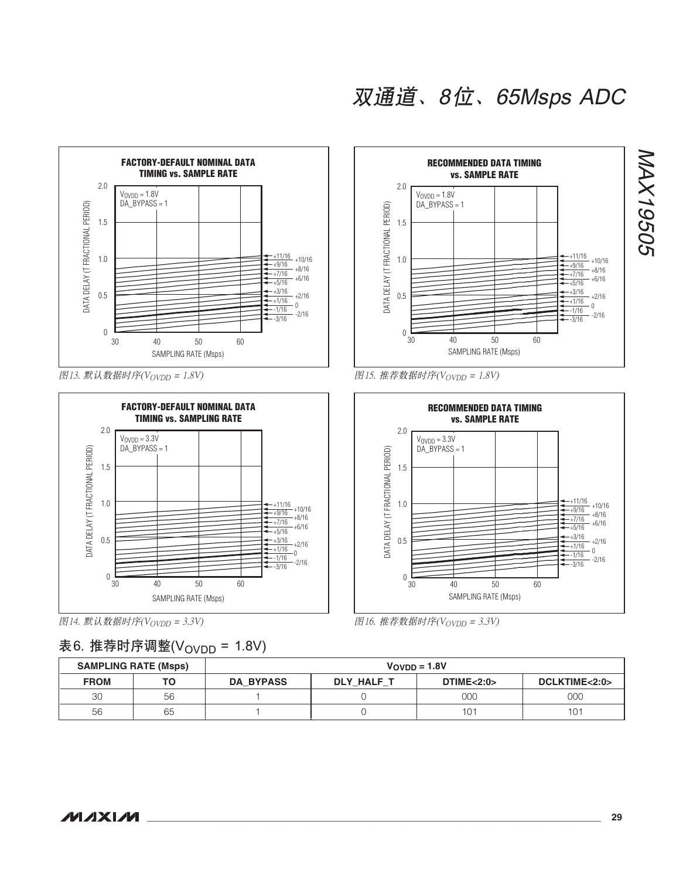图13. 默认数据时序($V_{OVDD}$ = 1.8V)

图15. 推荐数据时序($V_{OVDD}$ = 1.8V)

图14. 默认数据时序($V_{OVDD}$ = 3.3V)

图16. 推荐数据时序($V_{OVDD}$ = 3.3V)

## 表6. 推荐时序调整($V_{OVDD}$ = 1.8V)

| SAMPLING RATE (Msps) | | $V_{OVDD}$ = 1.8V | | | |
|---|---|---|---|---|---|
| **FROM** | **TO** | **DA_BYPASS** | **DLY_HALF_T** | **DTIME<2:0>** | **DCLKTIME<2:0>** |
| 30 | 56 | 1 | 0 | 000 | 000 |
| 56 | 65 | 1 | 0 | 101 | 101 |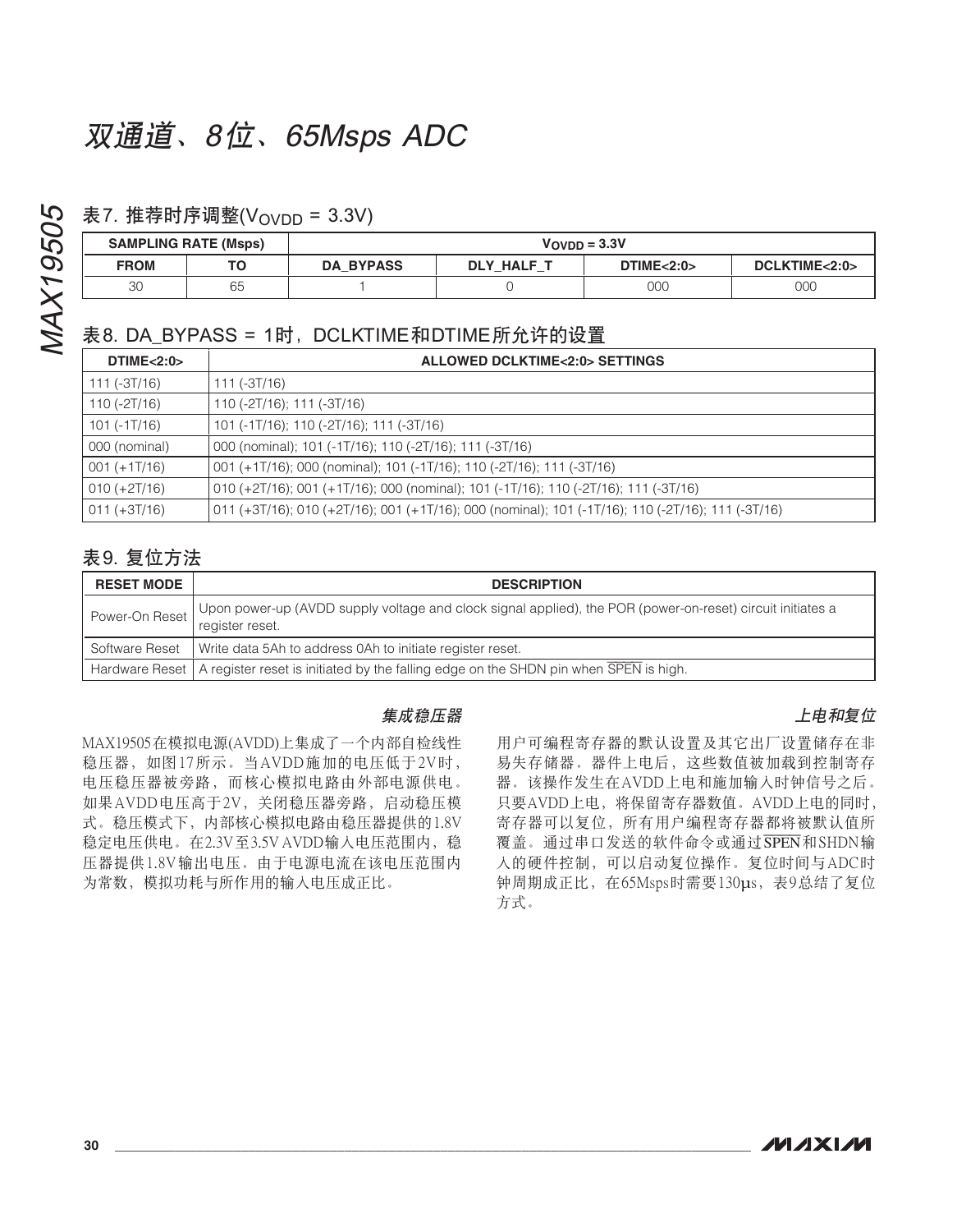# 双通道、8位、65Msps ADC

### 表7. 推荐时序调整($V_{OVDD}$ = 3.3V)

| SAMPLING RATE (Msps) | | $V_{OVDD}$ = 3.3V | | | |
|---|---|---|---|---|---|
| FROM | TO | DA_BYPASS | DLY_HALF_T | DTIME<2:0> | DCLKTIME<2:0> |
| 30 | 65 | 1 | 0 | 000 | 000 |

### 表8. DA_BYPASS = 1时，DCLKTIME和DTIME所允许的设置

| DTIME<2:0> | ALLOWED DCLKTIME<2:0> SETTINGS |
|---|---|
| 111 (-3T/16) | 111 (-3T/16) |
| 110 (-2T/16) | 110 (-2T/16); 111 (-3T/16) |
| 101 (-1T/16) | 101 (-1T/16); 110 (-2T/16); 111 (-3T/16) |
| 000 (nominal) | 000 (nominal); 101 (-1T/16); 110 (-2T/16); 111 (-3T/16) |
| 001 (+1T/16) | 001 (+1T/16); 000 (nominal); 101 (-1T/16); 110 (-2T/16); 111 (-3T/16) |
| 010 (+2T/16) | 010 (+2T/16); 001 (+1T/16); 000 (nominal); 101 (-1T/16); 110 (-2T/16); 111 (-3T/16) |
| 011 (+3T/16) | 011 (+3T/16); 010 (+2T/16); 001 (+1T/16); 000 (nominal); 101 (-1T/16); 110 (-2T/16); 111 (-3T/16) |

### 表9. 复位方法

| RESET MODE | DESCRIPTION |
|---|---|
| Power-On Reset | Upon power-up (AVDD supply voltage and clock signal applied), the POR (power-on-reset) circuit initiates a register reset. |
| Software Reset | Write data 5Ah to address 0Ah to initiate register reset. |
| Hardware Reset | A register reset is initiated by the falling edge on the SHDN pin when $\overline{\text{SPEN}}$ is high. |

### *集成稳压器*

MAX19505在模拟电源(AVDD)上集成了一个内部自检线性稳压器，如图17所示。当AVDD施加的电压低于2V时，电压稳压器被旁路，而核心模拟电路由外部电源供电。如果AVDD电压高于2V，关闭稳压器旁路，启动稳压模式。稳压模式下，内部核心模拟电路由稳压器提供的1.8V稳定电压供电。在2.3V至3.5V AVDD输入电压范围内，稳压器提供1.8V输出电压。由于电源电流在该电压范围内为常数，模拟功耗与所作用的输入电压成正比。

### *上电和复位*

用户可编程寄存器的默认设置及其它出厂设置储存在非易失存储器。器件上电后，这些数值被加载到控制寄存器。该操作发生在AVDD上电和施加输入时钟信号之后。只要AVDD上电，将保留寄存器数值。AVDD上电的同时，寄存器可以复位，所有用户编程寄存器都将被默认值所覆盖。通过串口发送的软件命令或通过$\overline{\text{SPEN}}$和SHDN输入的硬件控制，可以启动复位操作。复位时间与ADC时钟周期成正比，在65Msps时需要130µs，表9总结了复位方式。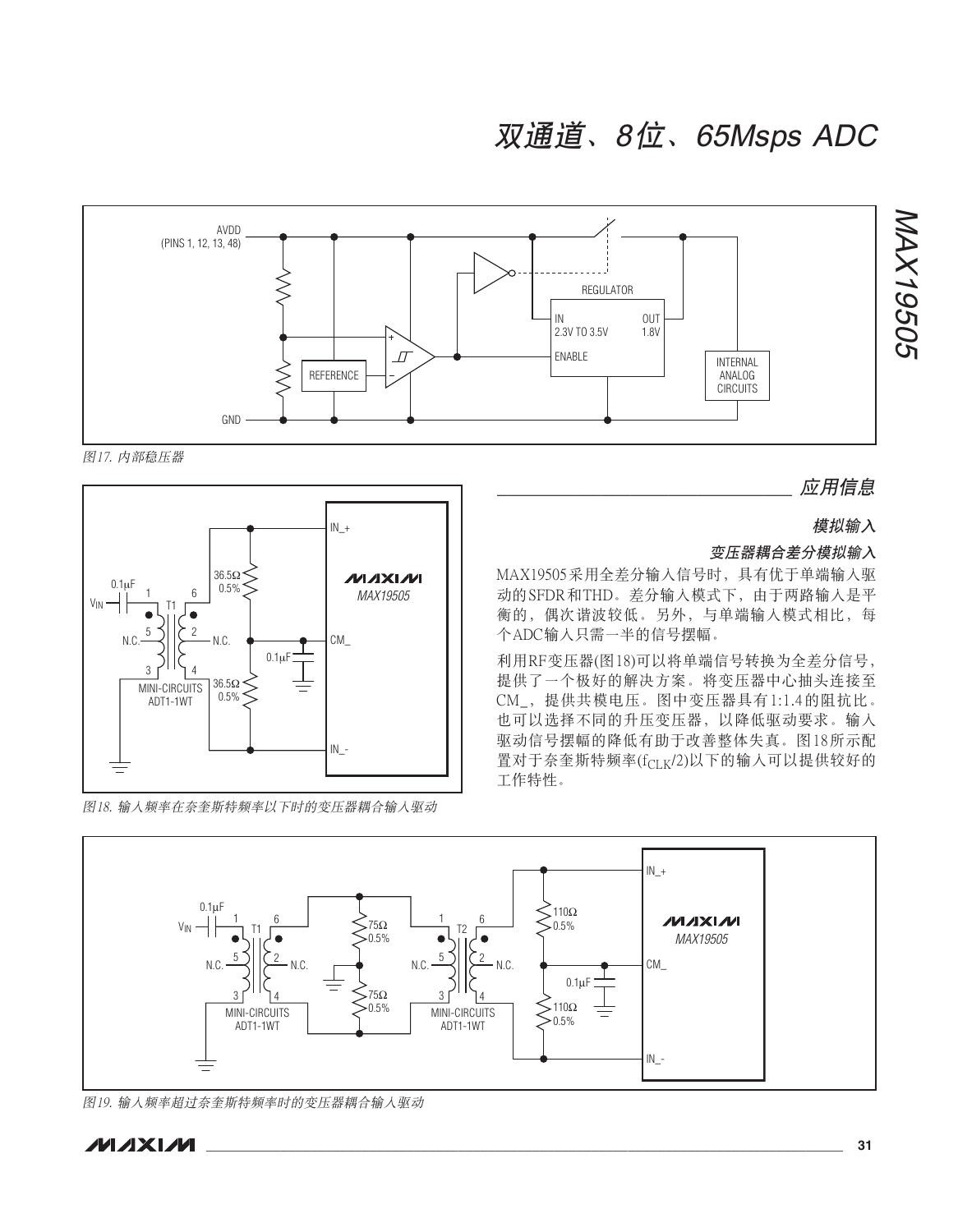图17. 内部稳压器

图18. 输入频率在奈奎斯特频率以下时的变压器耦合输入驱动

## 应用信息

### 模拟输入

#### 变压器耦合差分模拟输入

MAX19505采用全差分输入信号时，具有优于单端输入驱动的SFDR和THD。差分输入模式下，由于两路输入是平衡的，偶次谐波较低。另外，与单端输入模式相比，每个ADC输入只需一半的信号摆幅。

利用RF变压器(图18)可以将单端信号转换为全差分信号，提供了一个极好的解决方案。将变压器中心抽头连接至CM_，提供共模电压。图中变压器具有1:1.4的阻抗比。也可以选择不同的升压变压器，以降低驱动要求。输入驱动信号摆幅的降低有助于改善整体失真。图18所示配置对于奈奎斯特频率($f_{CLK}$/2)以下的输入可以提供较好的工作特性。

图19. 输入频率超过奈奎斯特频率时的变压器耦合输入驱动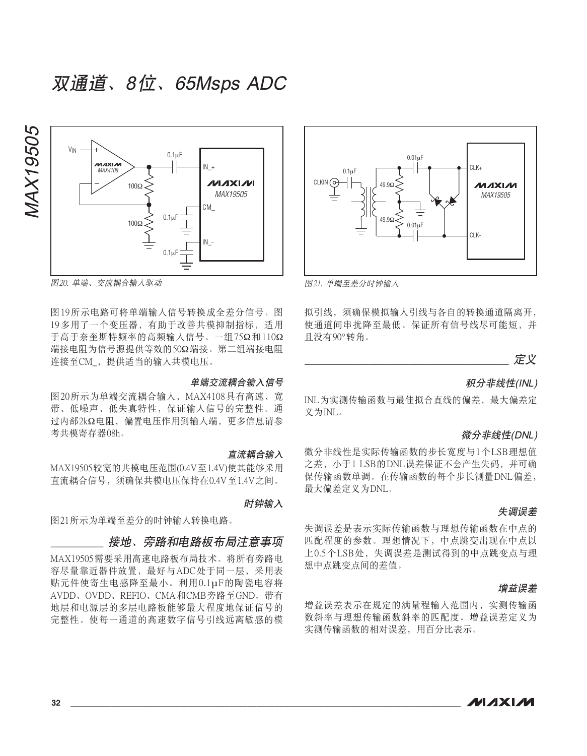图20. 单端、交流耦合输入驱动

图21. 单端至差分时钟输入

图19所示电路可将单端输入信号转换成全差分信号。图19多用了一个变压器，有助于改善共模抑制指标，适用于高于奈奎斯特频率的高频输入信号。一组75Ω和110Ω端接电阻为信号源提供等效的50Ω端接。第二组端接电阻连接至CM_，提供适当的输入共模电压。

### 单端交流耦合输入信号

图20所示为单端交流耦合输入，MAX4108具有高速、宽带、低噪声、低失真特性，保证输入信号的完整性。通过内部2kΩ电阻，偏置电压作用到输入端，更多信息请参考共模寄存器08h。

### 直流耦合输入

MAX19505较宽的共模电压范围(0.4V至1.4V)使其能够采用直流耦合信号，须确保共模电压保持在0.4V至1.4V之间。

### 时钟输入

图21所示为单端至差分的时钟输入转换电路。

## 接地、旁路和电路板布局注意事项

MAX19505需要采用高速电路板布局技术。将所有旁路电容尽量靠近器件放置，最好与ADC处于同一层，采用表贴元件使寄生电感降至最小。利用0.1μF的陶瓷电容将AVDD、OVDD、REFIO、CMA和CMB旁路至GND。带有地层和电源层的多层电路板能够最大程度地保证信号的完整性。使每一通道的高速数字信号引线远离敏感的模拟引线，须确保模拟输入引线与各自的转换通道隔离开，使通道间串扰降至最低。保证所有信号线尽可能短，并且没有90°转角。

## 定义

### 积分非线性(INL)

INL为实测传输函数与最佳拟合直线的偏差，最大偏差定义为INL。

### 微分非线性(DNL)

微分非线性是实际传输函数的步长宽度与1个LSB理想值之差，小于1 LSB的DNL误差保证不会产生失码，并可确保传输函数单调。在传输函数的每个步长测量DNL偏差，最大偏差定义为DNL。

### 失调误差

失调误差是表示实际传输函数与理想传输函数在中点的匹配程度的参数。理想情况下，中点跳变出现在中点以上0.5个LSB处，失调误差是测试得到的中点跳变点与理想中点跳变点间的差值。

### 增益误差

增益误差表示在规定的满量程输入范围内，实测传输函数斜率与理想传输函数斜率的匹配度。增益误差定义为实测传输函数的相对误差，用百分比表示。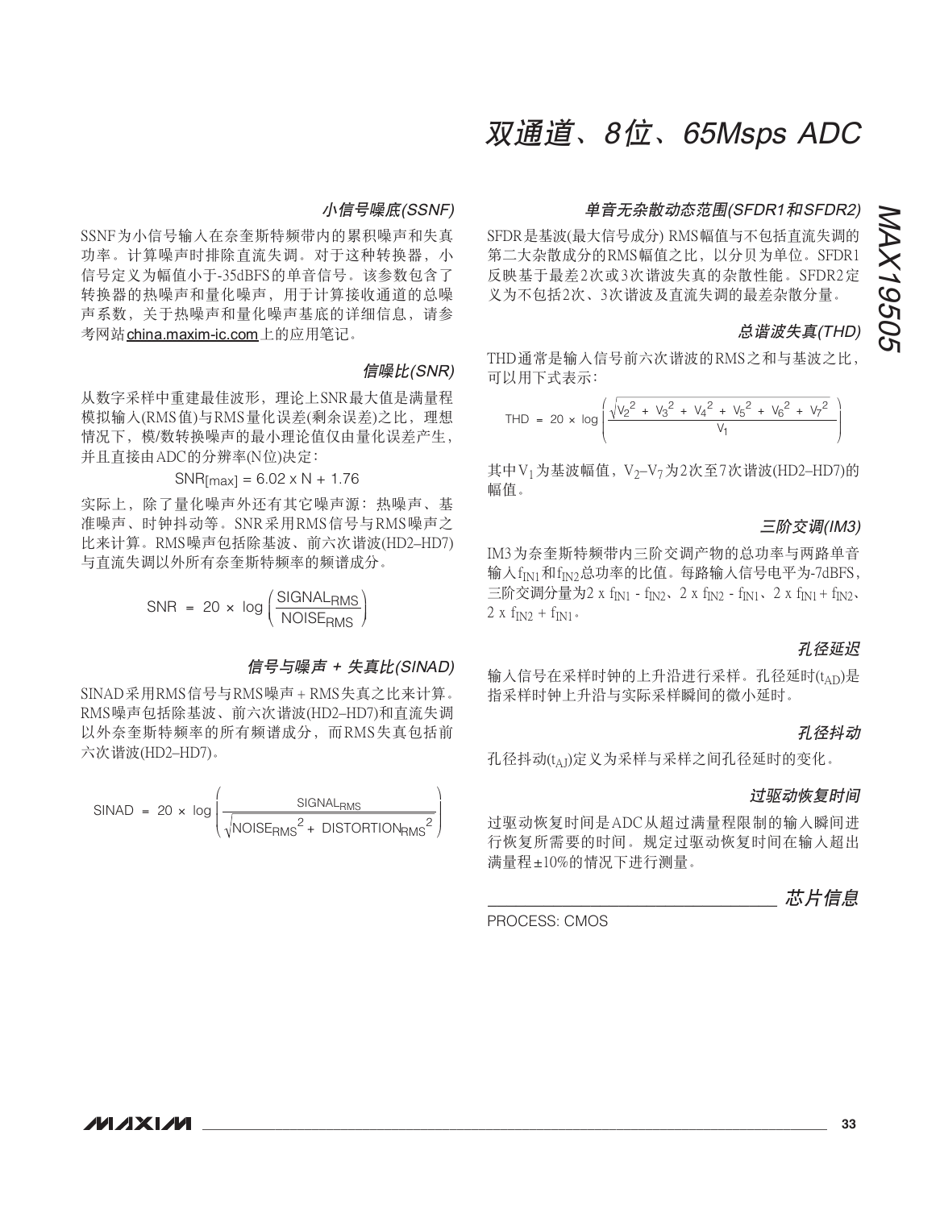### 小信号噪底(SSNF)

SSNF为小信号输入在奈奎斯特频带内的累积噪声和失真功率。计算噪声时排除直流失调。对于这种转换器，小信号定义为幅值小于-35dBFS的单音信号。该参数包含了转换器的热噪声和量化噪声，用于计算接收通道的总噪声系数，关于热噪声和量化噪声基底的详细信息，请参考网站china.maxim-ic.com上的应用笔记。

### 信噪比(SNR)

从数字采样中重建最佳波形，理论上SNR最大值是满量程模拟输入(RMS值)与RMS量化误差(剩余误差)之比，理想情况下，模/数转换噪声的最小理论值仅由量化误差产生，并且直接由ADC的分辨率(N位)决定：

$$SNR_{[max]} = 6.02 \times N + 1.76$$

实际上，除了量化噪声外还有其它噪声源：热噪声、基准噪声、时钟抖动等。SNR采用RMS信号与RMS噪声之比来计算。RMS噪声包括除基波、前六次谐波(HD2–HD7)与直流失调以外所有奈奎斯特频率的频谱成分。

$$SNR = 20 \times \log \left( \frac{SIGNAL_{RMS}}{NOISE_{RMS}} \right)$$

### 信号与噪声 + 失真比(SINAD)

SINAD采用RMS信号与RMS噪声 + RMS失真之比来计算。RMS噪声包括除基波、前六次谐波(HD2–HD7)和直流失调以外奈奎斯特频率的所有频谱成分，而RMS失真包括前六次谐波(HD2–HD7)。

$$SINAD = 20 \times \log \left( \frac{SIGNAL_{RMS}}{\sqrt{NOISE_{RMS}^2 + DISTORTION_{RMS}^2}} \right)$$

### 单音无杂散动态范围(SFDR1和SFDR2)

SFDR是基波(最大信号成分) RMS幅值与不包括直流失调的第二大杂散成分的RMS幅值之比，以分贝为单位。SFDR1反映基于最差2次或3次谐波失真的杂散性能。SFDR2定义为不包括2次、3次谐波及直流失调的最差杂散分量。

### 总谐波失真(THD)

THD通常是输入信号前六次谐波的RMS之和与基波之比，可以用下式表示：

$$THD = 20 \times \log \left( \frac{\sqrt{V_2^2 + V_3^2 + V_4^2 + V_5^2 + V_6^2 + V_7^2}}{V_1} \right)$$

其中$V_1$为基波幅值，$V_2$–$V_7$为2次至7次谐波(HD2–HD7)的幅值。

### 三阶交调(IM3)

IM3为奈奎斯特频带内三阶交调产物的总功率与两路单音输入$f_{IN1}$和$f_{IN2}$总功率的比值。每路输入信号电平为-7dBFS，三阶交调分量为$2 \times f_{IN1} - f_{IN2}$、$2 \times f_{IN2} - f_{IN1}$、$2 \times f_{IN1} + f_{IN2}$、$2 \times f_{IN2} + f_{IN1}$。

### 孔径延迟

输入信号在采样时钟的上升沿进行采样。孔径延时($t_{AD}$)是指采样时钟上升沿与实际采样瞬间的微小延时。

### 孔径抖动

孔径抖动($t_{AJ}$)定义为采样与采样之间孔径延时的变化。

### 过驱动恢复时间

过驱动恢复时间是ADC从超过满量程限制的输入瞬间进行恢复所需要的时间。规定过驱动恢复时间在输入超出满量程±10%的情况下进行测量。

## 芯片信息

PROCESS: CMOS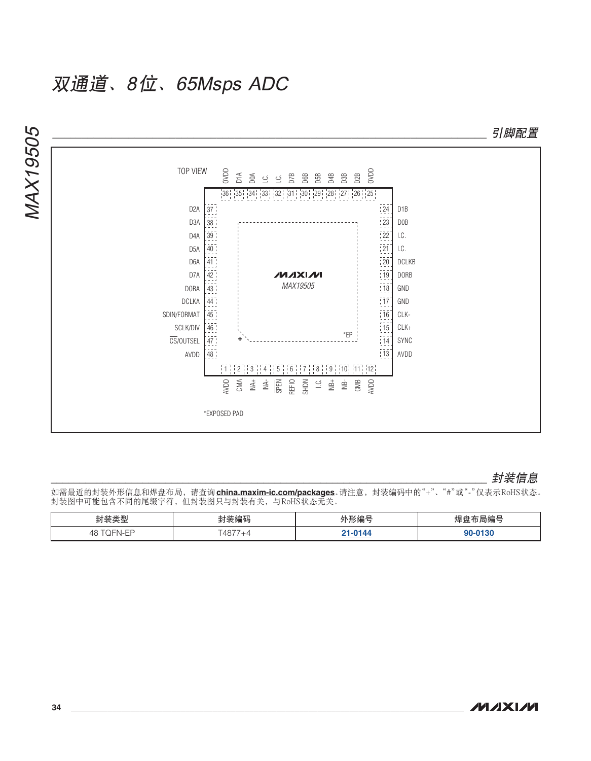## 引脚配置

TOP VIEW

| Pin | Name | Pin | Name |
|---|---|---|---|
| 1 | AVDD | 25 | OVDD |
| 2 | CMA | 26 | D2B |
| 3 | INA+ | 27 | D3B |
| 4 | INA- | 28 | D4B |
| 5 | SPEN | 29 | D5B |
| 6 | REFIO | 30 | D6B |
| 7 | SHDN | 31 | D7B |
| 8 | I.C. | 32 | I.C. |
| 9 | INB+ | 33 | I.C. |
| 10 | INB- | 34 | D0A |
| 11 | CMB | 35 | D1A |
| 12 | AVDD | 36 | OVDD |
| 13 | AVDD | 37 | D2A |
| 14 | SYNC | 38 | D3A |
| 15 | CLK+ | 39 | D4A |
| 16 | CLK- | 40 | D5A |
| 17 | GND | 41 | D6A |
| 18 | GND | 42 | D7A |
| 19 | DORB | 43 | DORA |
| 20 | DCLKB | 44 | DCLKA |
| 21 | I.C. | 45 | SDIN/FORMAT |
| 22 | I.C. | 46 | SCLK/DIV |
| 23 | D0B | 47 | CS/OUTSEL |
| 24 | D1B | 48 | AVDD |

MAXIM MAX19505

*EP

*EXPOSED PAD

## 封装信息

如需最近的封装外形信息和焊盘布局，请查询 **china.maxim-ic.com/packages**。请注意，封装编码中的"+"、"#"或"-"仅表示RoHS状态。封装图中可能包含不同的尾缀字符，但封装图只与封装有关，与RoHS状态无关。

| 封装类型 | 封装编码 | 外形编号 | 焊盘布局编号 |
|---|---|---|---|
| 48 TQFN-EP | T4877+4 | 21-0144 | 90-0130 |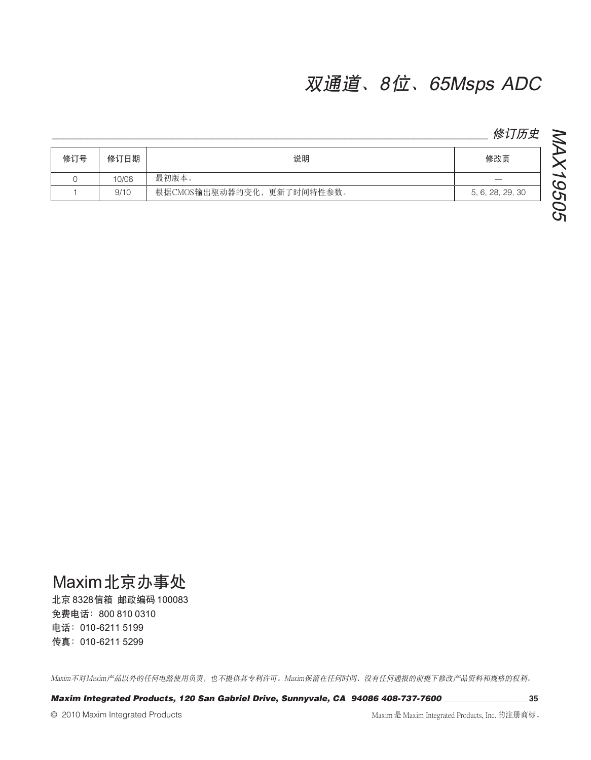## 修订历史

| 修订号 | 修订日期 | 说明 | 修改页 |
|---|---|---|---|
| 0 | 10/08 | 最初版本。 | — |
| 1 | 9/10 | 根据CMOS输出驱动器的变化，更新了时间特性参数。 | 5, 6, 28, 29, 30 |

## Maxim北京办事处

北京 8328信箱 邮政编码 100083

免费电话：800 810 0310

电话：010-6211 5199

传真：010-6211 5299

*Maxim不对Maxim产品以外的任何电路使用负责，也不提供其专利许可。Maxim保留在任何时间、没有任何通报的前提下修改产品资料和规格的权利。*

***Maxim Integrated Products, 120 San Gabriel Drive, Sunnyvale, CA 94086 408-737-7600***

© 2010 Maxim Integrated Products

Maxim 是 Maxim Integrated Products, Inc. 的注册商标。